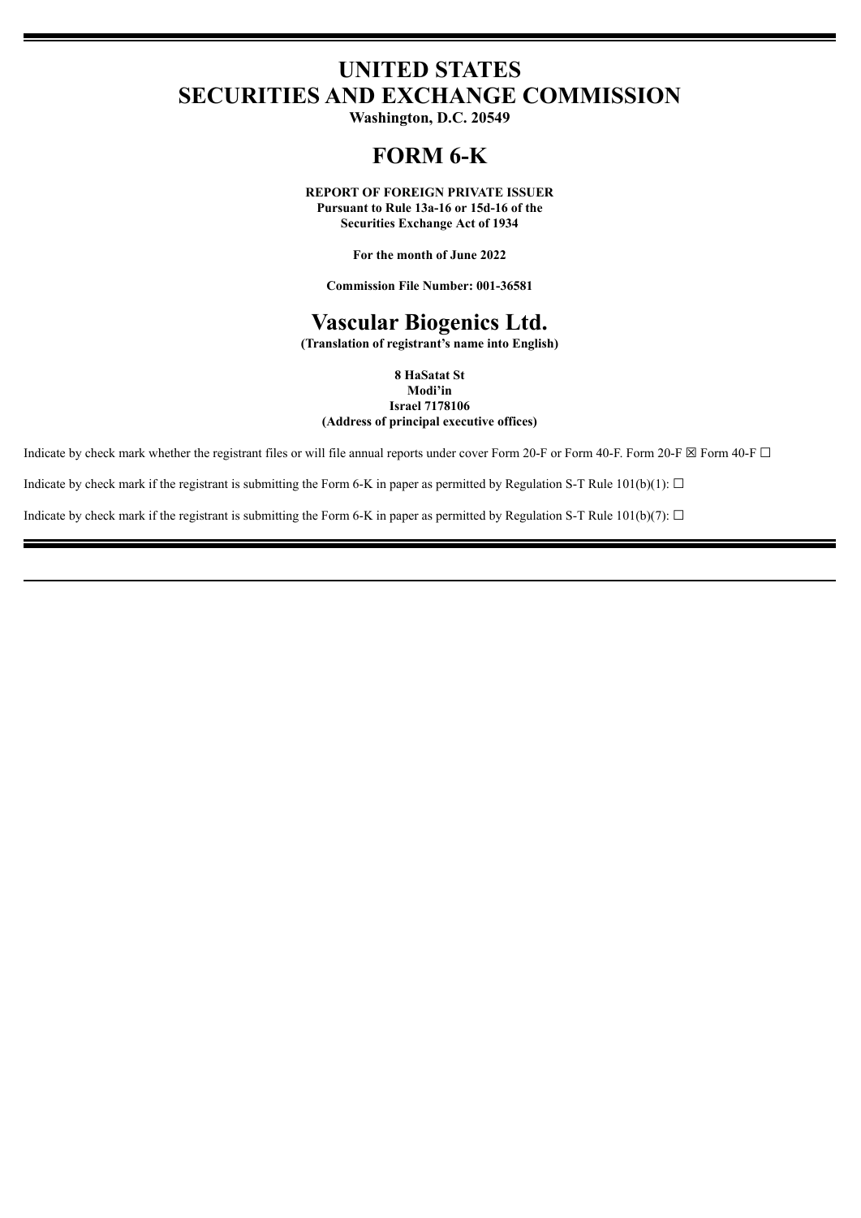# UNITED STATES
# SECURITIES AND EXCHANGE COMMISSION

**Washington, D.C. 20549**

# FORM 6-K

**REPORT OF FOREIGN PRIVATE ISSUER**
**Pursuant to Rule 13a-16 or 15d-16 of the**
**Securities Exchange Act of 1934**

**For the month of June 2022**

**Commission File Number: 001-36581**

# Vascular Biogenics Ltd.

**(Translation of registrant's name into English)**

**8 HaSatat St**
**Modi'in**
**Israel 7178106**
**(Address of principal executive offices)**

Indicate by check mark whether the registrant files or will file annual reports under cover Form 20-F or Form 40-F. Form 20-F ☒ Form 40-F ☐

Indicate by check mark if the registrant is submitting the Form 6-K in paper as permitted by Regulation S-T Rule 101(b)(1): ☐

Indicate by check mark if the registrant is submitting the Form 6-K in paper as permitted by Regulation S-T Rule 101(b)(7): ☐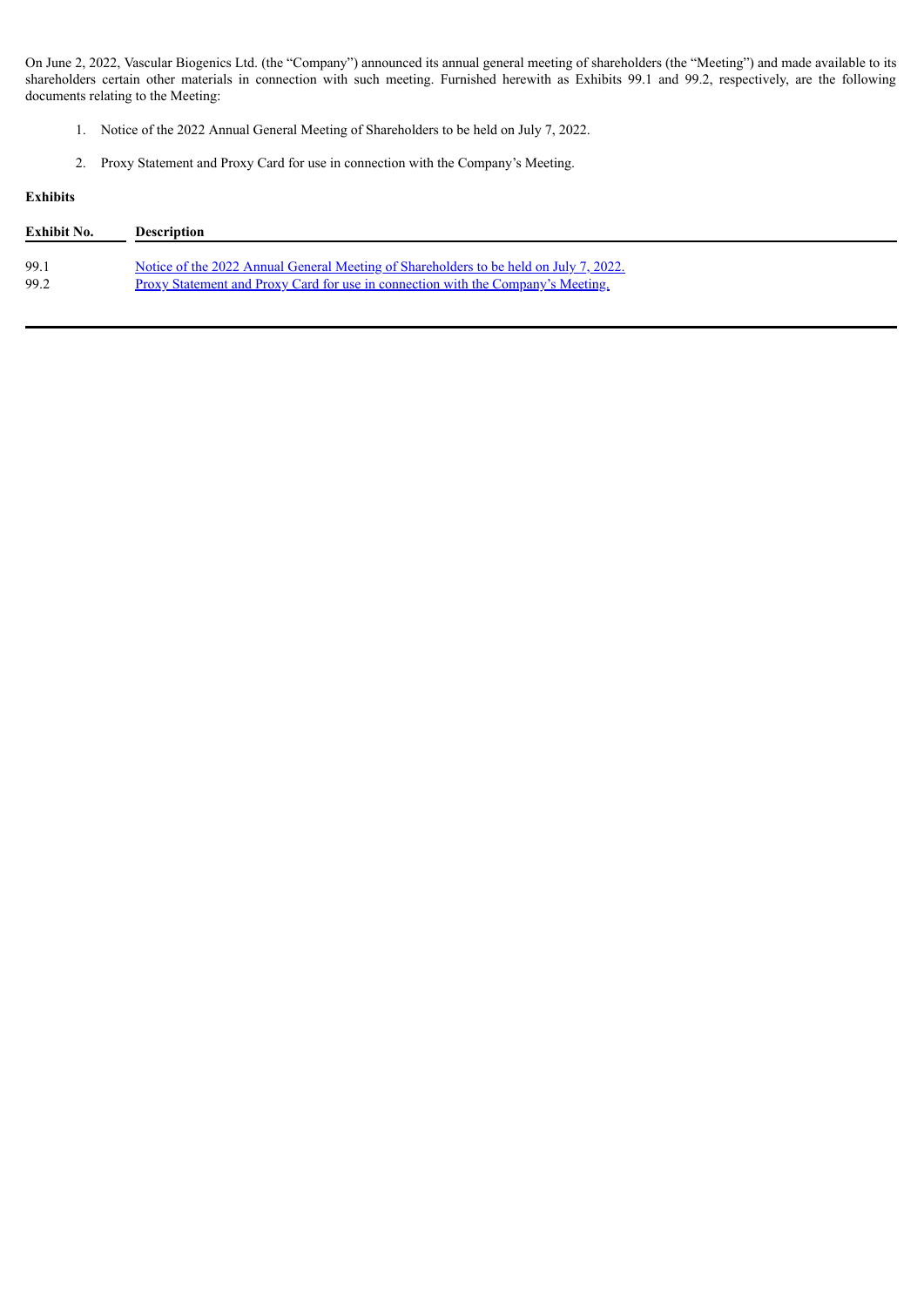On June 2, 2022, Vascular Biogenics Ltd. (the "Company") announced its annual general meeting of shareholders (the "Meeting") and made available to its shareholders certain other materials in connection with such meeting. Furnished herewith as Exhibits 99.1 and 99.2, respectively, are the following documents relating to the Meeting:

1. Notice of the 2022 Annual General Meeting of Shareholders to be held on July 7, 2022.

2. Proxy Statement and Proxy Card for use in connection with the Company's Meeting.

**Exhibits**

| Exhibit No. | Description |
|---|---|
| 99.1 | Notice of the 2022 Annual General Meeting of Shareholders to be held on July 7, 2022. |
| 99.2 | Proxy Statement and Proxy Card for use in connection with the Company's Meeting. |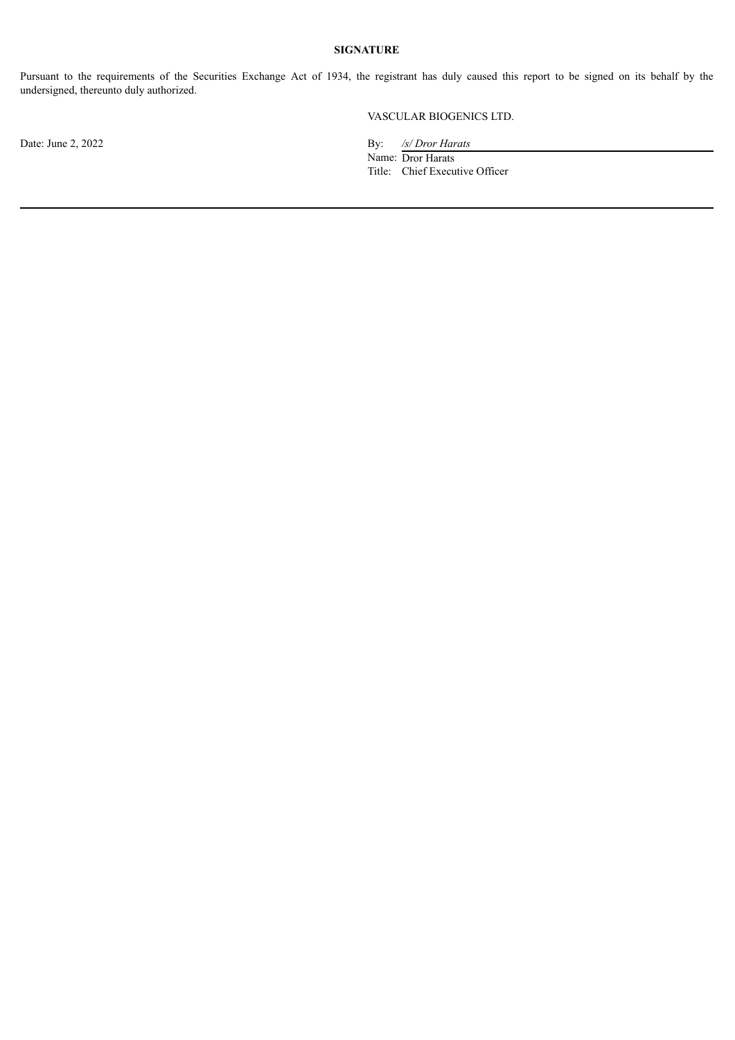**SIGNATURE**

Pursuant to the requirements of the Securities Exchange Act of 1934, the registrant has duly caused this report to be signed on its behalf by the undersigned, thereunto duly authorized.

VASCULAR BIOGENICS LTD.

Date: June 2, 2022

By: */s/ Dror Harats*
Name: Dror Harats
Title: Chief Executive Officer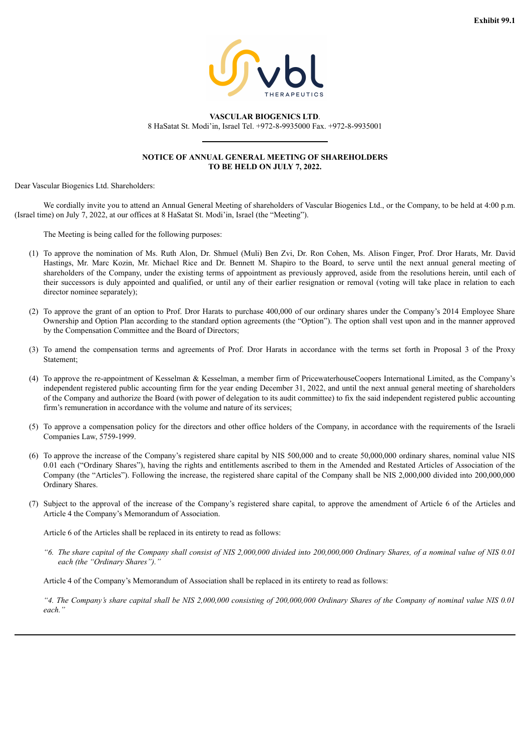Exhibit 99.1

**VASCULAR BIOGENICS LTD**.

8 HaSatat St. Modi'in, Israel Tel. +972-8-9935000 Fax. +972-8-9935001

**NOTICE OF ANNUAL GENERAL MEETING OF SHAREHOLDERS TO BE HELD ON JULY 7, 2022.**

Dear Vascular Biogenics Ltd. Shareholders:

We cordially invite you to attend an Annual General Meeting of shareholders of Vascular Biogenics Ltd., or the Company, to be held at 4:00 p.m. (Israel time) on July 7, 2022, at our offices at 8 HaSatat St. Modi'in, Israel (the "Meeting").

The Meeting is being called for the following purposes:

(1) To approve the nomination of Ms. Ruth Alon, Dr. Shmuel (Muli) Ben Zvi, Dr. Ron Cohen, Ms. Alison Finger, Prof. Dror Harats, Mr. David Hastings, Mr. Marc Kozin, Mr. Michael Rice and Dr. Bennett M. Shapiro to the Board, to serve until the next annual general meeting of shareholders of the Company, under the existing terms of appointment as previously approved, aside from the resolutions herein, until each of their successors is duly appointed and qualified, or until any of their earlier resignation or removal (voting will take place in relation to each director nominee separately);

(2) To approve the grant of an option to Prof. Dror Harats to purchase 400,000 of our ordinary shares under the Company's 2014 Employee Share Ownership and Option Plan according to the standard option agreements (the "Option"). The option shall vest upon and in the manner approved by the Compensation Committee and the Board of Directors;

(3) To amend the compensation terms and agreements of Prof. Dror Harats in accordance with the terms set forth in Proposal 3 of the Proxy Statement;

(4) To approve the re-appointment of Kesselman & Kesselman, a member firm of PricewaterhouseCoopers International Limited, as the Company's independent registered public accounting firm for the year ending December 31, 2022, and until the next annual general meeting of shareholders of the Company and authorize the Board (with power of delegation to its audit committee) to fix the said independent registered public accounting firm's remuneration in accordance with the volume and nature of its services;

(5) To approve a compensation policy for the directors and other office holders of the Company, in accordance with the requirements of the Israeli Companies Law, 5759-1999.

(6) To approve the increase of the Company's registered share capital by NIS 500,000 and to create 50,000,000 ordinary shares, nominal value NIS 0.01 each ("Ordinary Shares"), having the rights and entitlements ascribed to them in the Amended and Restated Articles of Association of the Company (the "Articles"). Following the increase, the registered share capital of the Company shall be NIS 2,000,000 divided into 200,000,000 Ordinary Shares.

(7) Subject to the approval of the increase of the Company's registered share capital, to approve the amendment of Article 6 of the Articles and Article 4 the Company's Memorandum of Association.

Article 6 of the Articles shall be replaced in its entirety to read as follows:

*"6. The share capital of the Company shall consist of NIS 2,000,000 divided into 200,000,000 Ordinary Shares, of a nominal value of NIS 0.01 each (the "Ordinary Shares")."*

Article 4 of the Company's Memorandum of Association shall be replaced in its entirety to read as follows:

*"4. The Company's share capital shall be NIS 2,000,000 consisting of 200,000,000 Ordinary Shares of the Company of nominal value NIS 0.01 each."*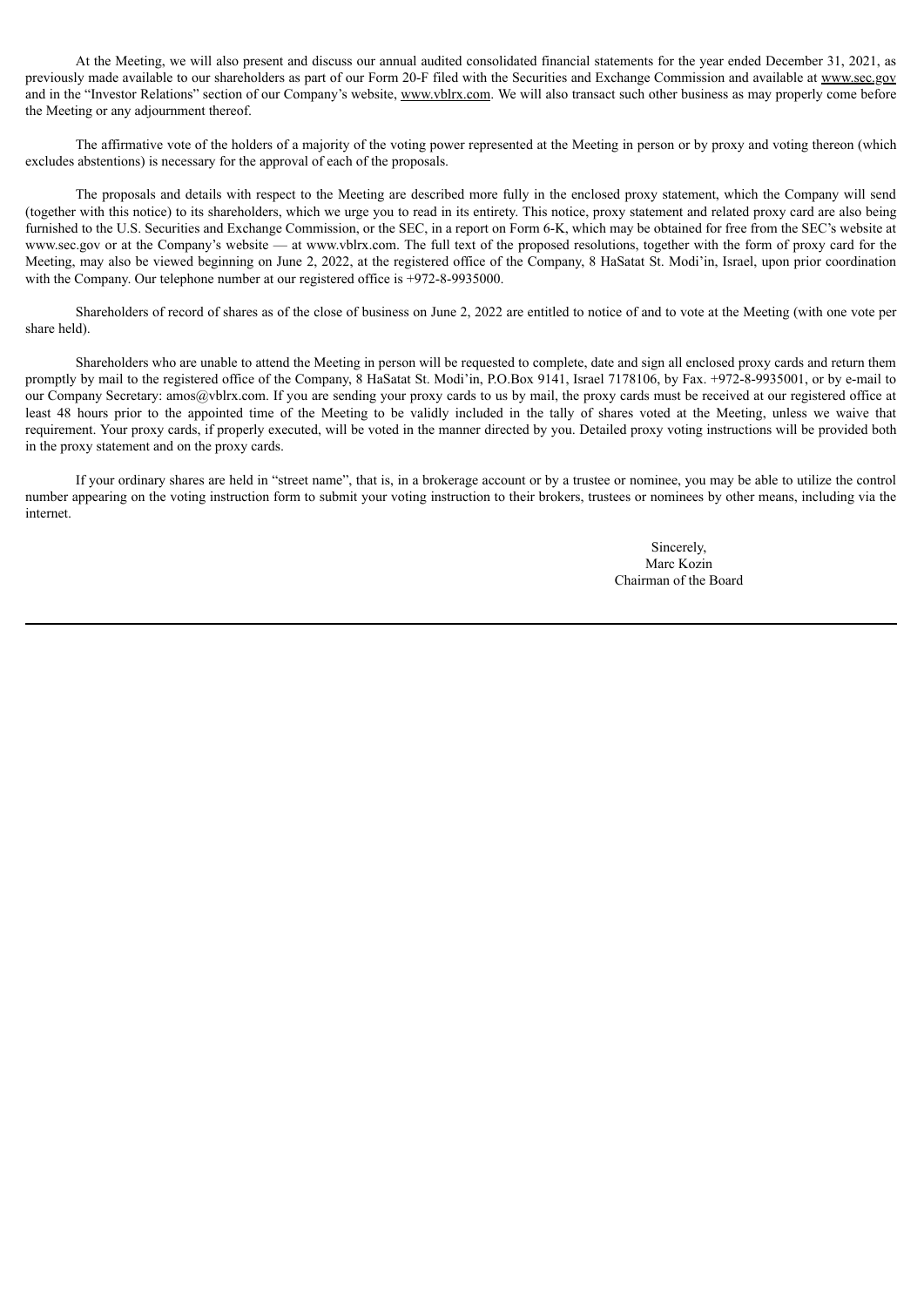At the Meeting, we will also present and discuss our annual audited consolidated financial statements for the year ended December 31, 2021, as previously made available to our shareholders as part of our Form 20-F filed with the Securities and Exchange Commission and available at www.sec.gov and in the "Investor Relations" section of our Company's website, www.vblrx.com. We will also transact such other business as may properly come before the Meeting or any adjournment thereof.

The affirmative vote of the holders of a majority of the voting power represented at the Meeting in person or by proxy and voting thereon (which excludes abstentions) is necessary for the approval of each of the proposals.

The proposals and details with respect to the Meeting are described more fully in the enclosed proxy statement, which the Company will send (together with this notice) to its shareholders, which we urge you to read in its entirety. This notice, proxy statement and related proxy card are also being furnished to the U.S. Securities and Exchange Commission, or the SEC, in a report on Form 6-K, which may be obtained for free from the SEC's website at www.sec.gov or at the Company's website — at www.vblrx.com. The full text of the proposed resolutions, together with the form of proxy card for the Meeting, may also be viewed beginning on June 2, 2022, at the registered office of the Company, 8 HaSatat St. Modi'in, Israel, upon prior coordination with the Company. Our telephone number at our registered office is +972-8-9935000.

Shareholders of record of shares as of the close of business on June 2, 2022 are entitled to notice of and to vote at the Meeting (with one vote per share held).

Shareholders who are unable to attend the Meeting in person will be requested to complete, date and sign all enclosed proxy cards and return them promptly by mail to the registered office of the Company, 8 HaSatat St. Modi'in, P.O.Box 9141, Israel 7178106, by Fax. +972-8-9935001, or by e-mail to our Company Secretary: amos@vblrx.com. If you are sending your proxy cards to us by mail, the proxy cards must be received at our registered office at least 48 hours prior to the appointed time of the Meeting to be validly included in the tally of shares voted at the Meeting, unless we waive that requirement. Your proxy cards, if properly executed, will be voted in the manner directed by you. Detailed proxy voting instructions will be provided both in the proxy statement and on the proxy cards.

If your ordinary shares are held in "street name", that is, in a brokerage account or by a trustee or nominee, you may be able to utilize the control number appearing on the voting instruction form to submit your voting instruction to their brokers, trustees or nominees by other means, including via the internet.

Sincerely,
Marc Kozin
Chairman of the Board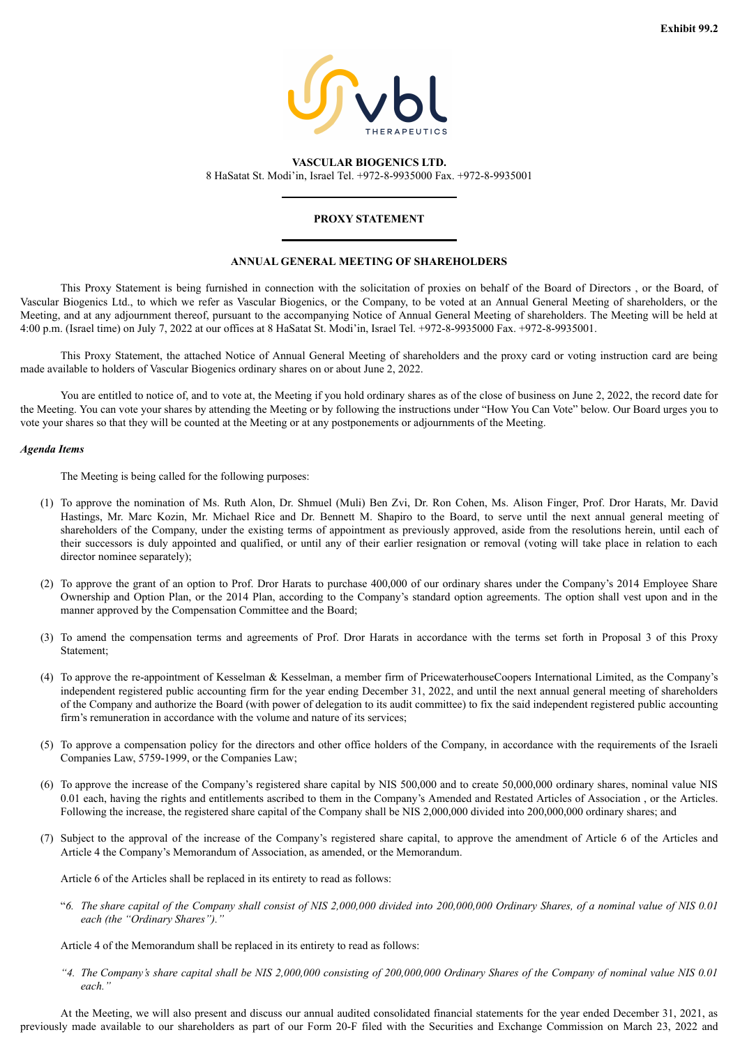Exhibit 99.2

**VASCULAR BIOGENICS LTD.**
8 HaSatat St. Modi'in, Israel Tel. +972-8-9935000 Fax. +972-8-9935001

**PROXY STATEMENT**

**ANNUAL GENERAL MEETING OF SHAREHOLDERS**

This Proxy Statement is being furnished in connection with the solicitation of proxies on behalf of the Board of Directors , or the Board, of Vascular Biogenics Ltd., to which we refer as Vascular Biogenics, or the Company, to be voted at an Annual General Meeting of shareholders, or the Meeting, and at any adjournment thereof, pursuant to the accompanying Notice of Annual General Meeting of shareholders. The Meeting will be held at 4:00 p.m. (Israel time) on July 7, 2022 at our offices at 8 HaSatat St. Modi'in, Israel Tel. +972-8-9935000 Fax. +972-8-9935001.

This Proxy Statement, the attached Notice of Annual General Meeting of shareholders and the proxy card or voting instruction card are being made available to holders of Vascular Biogenics ordinary shares on or about June 2, 2022.

You are entitled to notice of, and to vote at, the Meeting if you hold ordinary shares as of the close of business on June 2, 2022, the record date for the Meeting. You can vote your shares by attending the Meeting or by following the instructions under "How You Can Vote" below. Our Board urges you to vote your shares so that they will be counted at the Meeting or at any postponements or adjournments of the Meeting.

***Agenda Items***

The Meeting is being called for the following purposes:

(1) To approve the nomination of Ms. Ruth Alon, Dr. Shmuel (Muli) Ben Zvi, Dr. Ron Cohen, Ms. Alison Finger, Prof. Dror Harats, Mr. David Hastings, Mr. Marc Kozin, Mr. Michael Rice and Dr. Bennett M. Shapiro to the Board, to serve until the next annual general meeting of shareholders of the Company, under the existing terms of appointment as previously approved, aside from the resolutions herein, until each of their successors is duly appointed and qualified, or until any of their earlier resignation or removal (voting will take place in relation to each director nominee separately);

(2) To approve the grant of an option to Prof. Dror Harats to purchase 400,000 of our ordinary shares under the Company's 2014 Employee Share Ownership and Option Plan, or the 2014 Plan, according to the Company's standard option agreements. The option shall vest upon and in the manner approved by the Compensation Committee and the Board;

(3) To amend the compensation terms and agreements of Prof. Dror Harats in accordance with the terms set forth in Proposal 3 of this Proxy Statement;

(4) To approve the re-appointment of Kesselman & Kesselman, a member firm of PricewaterhouseCoopers International Limited, as the Company's independent registered public accounting firm for the year ending December 31, 2022, and until the next annual general meeting of shareholders of the Company and authorize the Board (with power of delegation to its audit committee) to fix the said independent registered public accounting firm's remuneration in accordance with the volume and nature of its services;

(5) To approve a compensation policy for the directors and other office holders of the Company, in accordance with the requirements of the Israeli Companies Law, 5759-1999, or the Companies Law;

(6) To approve the increase of the Company's registered share capital by NIS 500,000 and to create 50,000,000 ordinary shares, nominal value NIS 0.01 each, having the rights and entitlements ascribed to them in the Company's Amended and Restated Articles of Association , or the Articles. Following the increase, the registered share capital of the Company shall be NIS 2,000,000 divided into 200,000,000 ordinary shares; and

(7) Subject to the approval of the increase of the Company's registered share capital, to approve the amendment of Article 6 of the Articles and Article 4 the Company's Memorandum of Association, as amended, or the Memorandum.

Article 6 of the Articles shall be replaced in its entirety to read as follows:

"*6. The share capital of the Company shall consist of NIS 2,000,000 divided into 200,000,000 Ordinary Shares, of a nominal value of NIS 0.01 each (the "Ordinary Shares")."*

Article 4 of the Memorandum shall be replaced in its entirety to read as follows:

*"4. The Company's share capital shall be NIS 2,000,000 consisting of 200,000,000 Ordinary Shares of the Company of nominal value NIS 0.01 each."*

At the Meeting, we will also present and discuss our annual audited consolidated financial statements for the year ended December 31, 2021, as previously made available to our shareholders as part of our Form 20-F filed with the Securities and Exchange Commission on March 23, 2022 and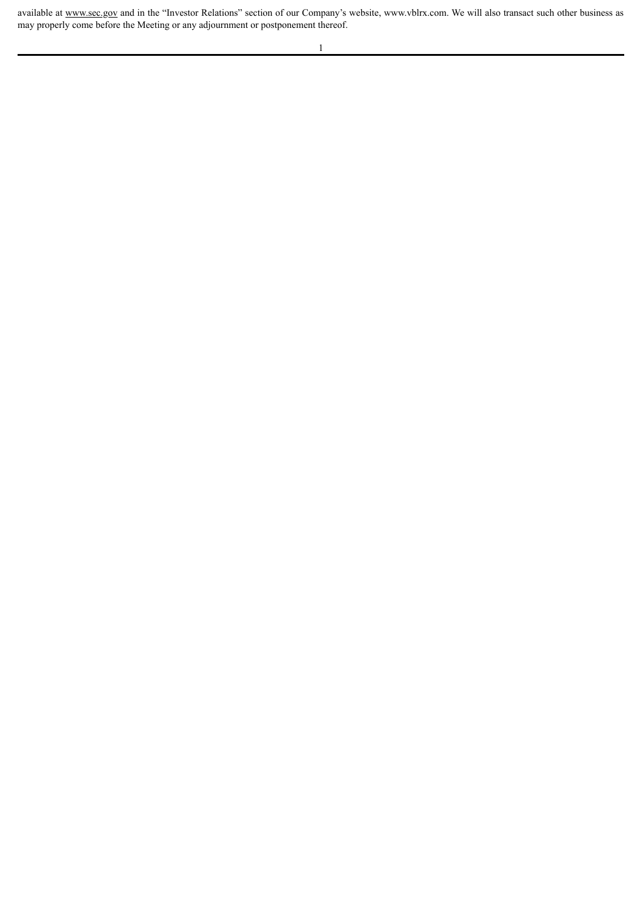available at www.sec.gov and in the "Investor Relations" section of our Company's website, www.vblrx.com. We will also transact such other business as may properly come before the Meeting or any adjournment or postponement thereof.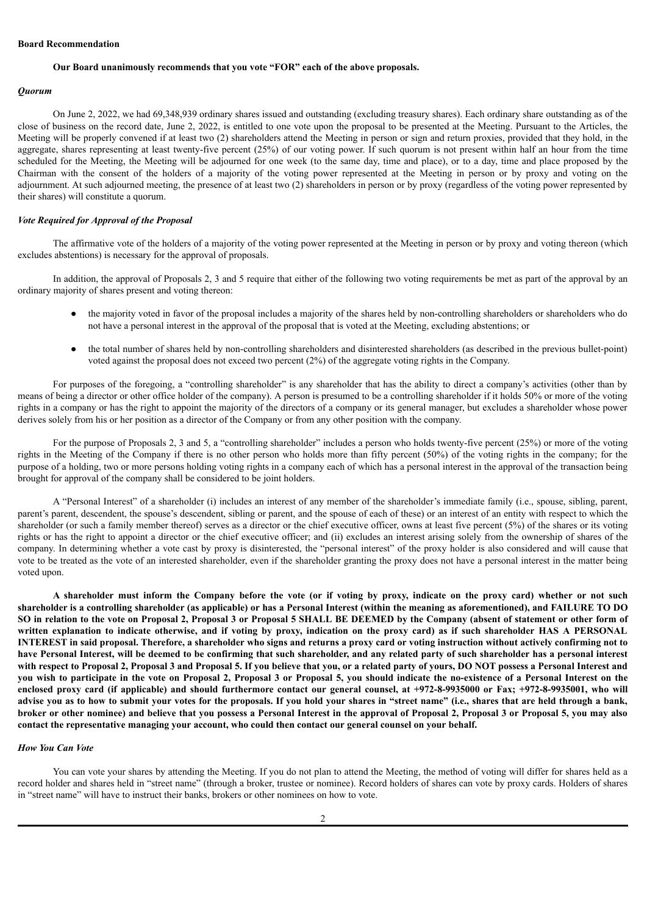**Board Recommendation**

**Our Board unanimously recommends that you vote "FOR" each of the above proposals.**

***Quorum***

On June 2, 2022, we had 69,348,939 ordinary shares issued and outstanding (excluding treasury shares). Each ordinary share outstanding as of the close of business on the record date, June 2, 2022, is entitled to one vote upon the proposal to be presented at the Meeting. Pursuant to the Articles, the Meeting will be properly convened if at least two (2) shareholders attend the Meeting in person or sign and return proxies, provided that they hold, in the aggregate, shares representing at least twenty-five percent (25%) of our voting power. If such quorum is not present within half an hour from the time scheduled for the Meeting, the Meeting will be adjourned for one week (to the same day, time and place), or to a day, time and place proposed by the Chairman with the consent of the holders of a majority of the voting power represented at the Meeting in person or by proxy and voting on the adjournment. At such adjourned meeting, the presence of at least two (2) shareholders in person or by proxy (regardless of the voting power represented by their shares) will constitute a quorum.

***Vote Required for Approval of the Proposal***

The affirmative vote of the holders of a majority of the voting power represented at the Meeting in person or by proxy and voting thereon (which excludes abstentions) is necessary for the approval of proposals.

In addition, the approval of Proposals 2, 3 and 5 require that either of the following two voting requirements be met as part of the approval by an ordinary majority of shares present and voting thereon:

- the majority voted in favor of the proposal includes a majority of the shares held by non-controlling shareholders or shareholders who do not have a personal interest in the approval of the proposal that is voted at the Meeting, excluding abstentions; or
- the total number of shares held by non-controlling shareholders and disinterested shareholders (as described in the previous bullet-point) voted against the proposal does not exceed two percent (2%) of the aggregate voting rights in the Company.

For purposes of the foregoing, a "controlling shareholder" is any shareholder that has the ability to direct a company's activities (other than by means of being a director or other office holder of the company). A person is presumed to be a controlling shareholder if it holds 50% or more of the voting rights in a company or has the right to appoint the majority of the directors of a company or its general manager, but excludes a shareholder whose power derives solely from his or her position as a director of the Company or from any other position with the company.

For the purpose of Proposals 2, 3 and 5, a "controlling shareholder" includes a person who holds twenty-five percent (25%) or more of the voting rights in the Meeting of the Company if there is no other person who holds more than fifty percent (50%) of the voting rights in the company; for the purpose of a holding, two or more persons holding voting rights in a company each of which has a personal interest in the approval of the transaction being brought for approval of the company shall be considered to be joint holders.

A "Personal Interest" of a shareholder (i) includes an interest of any member of the shareholder's immediate family (i.e., spouse, sibling, parent, parent's parent, descendent, the spouse's descendent, sibling or parent, and the spouse of each of these) or an interest of an entity with respect to which the shareholder (or such a family member thereof) serves as a director or the chief executive officer, owns at least five percent (5%) of the shares or its voting rights or has the right to appoint a director or the chief executive officer; and (ii) excludes an interest arising solely from the ownership of shares of the company. In determining whether a vote cast by proxy is disinterested, the "personal interest" of the proxy holder is also considered and will cause that vote to be treated as the vote of an interested shareholder, even if the shareholder granting the proxy does not have a personal interest in the matter being voted upon.

**A shareholder must inform the Company before the vote (or if voting by proxy, indicate on the proxy card) whether or not such shareholder is a controlling shareholder (as applicable) or has a Personal Interest (within the meaning as aforementioned), and FAILURE TO DO SO in relation to the vote on Proposal 2, Proposal 3 or Proposal 5 SHALL BE DEEMED by the Company (absent of statement or other form of written explanation to indicate otherwise, and if voting by proxy, indication on the proxy card) as if such shareholder HAS A PERSONAL INTEREST in said proposal. Therefore, a shareholder who signs and returns a proxy card or voting instruction without actively confirming not to have Personal Interest, will be deemed to be confirming that such shareholder, and any related party of such shareholder has a personal interest with respect to Proposal 2, Proposal 3 and Proposal 5. If you believe that you, or a related party of yours, DO NOT possess a Personal Interest and you wish to participate in the vote on Proposal 2, Proposal 3 or Proposal 5, you should indicate the no-existence of a Personal Interest on the enclosed proxy card (if applicable) and should furthermore contact our general counsel, at +972-8-9935000 or Fax; +972-8-9935001, who will advise you as to how to submit your votes for the proposals. If you hold your shares in "street name" (i.e., shares that are held through a bank, broker or other nominee) and believe that you possess a Personal Interest in the approval of Proposal 2, Proposal 3 or Proposal 5, you may also contact the representative managing your account, who could then contact our general counsel on your behalf.**

***How You Can Vote***

You can vote your shares by attending the Meeting. If you do not plan to attend the Meeting, the method of voting will differ for shares held as a record holder and shares held in "street name" (through a broker, trustee or nominee). Record holders of shares can vote by proxy cards. Holders of shares in "street name" will have to instruct their banks, brokers or other nominees on how to vote.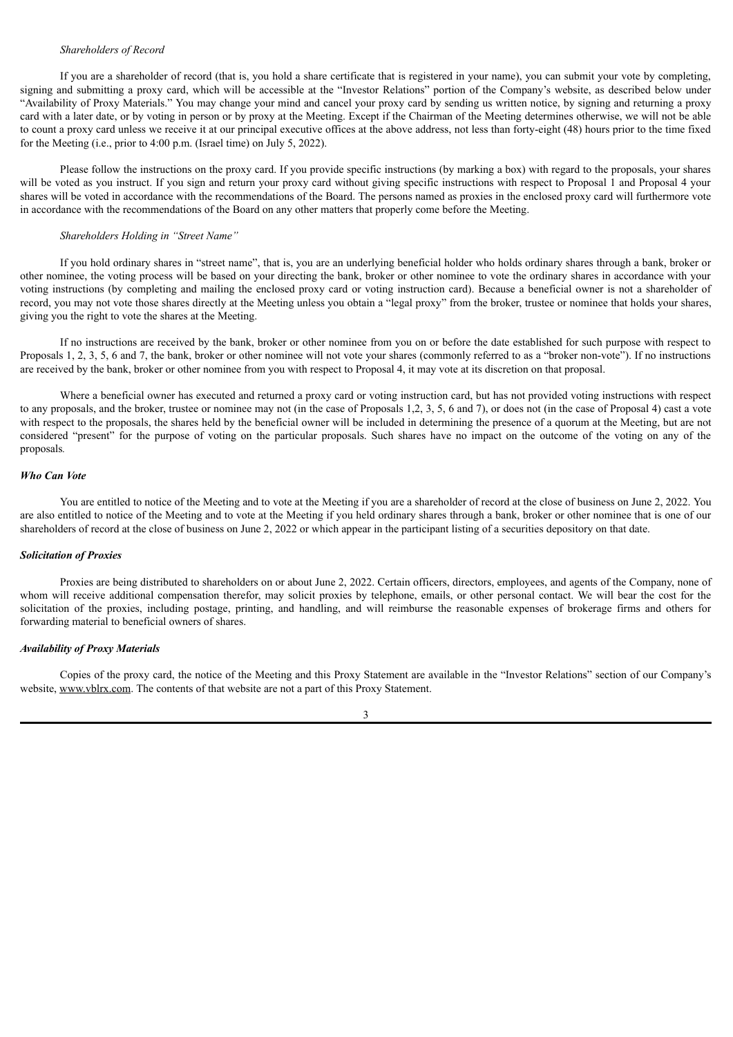*Shareholders of Record*

If you are a shareholder of record (that is, you hold a share certificate that is registered in your name), you can submit your vote by completing, signing and submitting a proxy card, which will be accessible at the "Investor Relations" portion of the Company's website, as described below under "Availability of Proxy Materials." You may change your mind and cancel your proxy card by sending us written notice, by signing and returning a proxy card with a later date, or by voting in person or by proxy at the Meeting. Except if the Chairman of the Meeting determines otherwise, we will not be able to count a proxy card unless we receive it at our principal executive offices at the above address, not less than forty-eight (48) hours prior to the time fixed for the Meeting (i.e., prior to 4:00 p.m. (Israel time) on July 5, 2022).

Please follow the instructions on the proxy card. If you provide specific instructions (by marking a box) with regard to the proposals, your shares will be voted as you instruct. If you sign and return your proxy card without giving specific instructions with respect to Proposal 1 and Proposal 4 your shares will be voted in accordance with the recommendations of the Board. The persons named as proxies in the enclosed proxy card will furthermore vote in accordance with the recommendations of the Board on any other matters that properly come before the Meeting.

*Shareholders Holding in "Street Name"*

If you hold ordinary shares in "street name", that is, you are an underlying beneficial holder who holds ordinary shares through a bank, broker or other nominee, the voting process will be based on your directing the bank, broker or other nominee to vote the ordinary shares in accordance with your voting instructions (by completing and mailing the enclosed proxy card or voting instruction card). Because a beneficial owner is not a shareholder of record, you may not vote those shares directly at the Meeting unless you obtain a "legal proxy" from the broker, trustee or nominee that holds your shares, giving you the right to vote the shares at the Meeting.

If no instructions are received by the bank, broker or other nominee from you on or before the date established for such purpose with respect to Proposals 1, 2, 3, 5, 6 and 7, the bank, broker or other nominee will not vote your shares (commonly referred to as a "broker non-vote"). If no instructions are received by the bank, broker or other nominee from you with respect to Proposal 4, it may vote at its discretion on that proposal.

Where a beneficial owner has executed and returned a proxy card or voting instruction card, but has not provided voting instructions with respect to any proposals, and the broker, trustee or nominee may not (in the case of Proposals 1,2, 3, 5, 6 and 7), or does not (in the case of Proposal 4) cast a vote with respect to the proposals, the shares held by the beneficial owner will be included in determining the presence of a quorum at the Meeting, but are not considered "present" for the purpose of voting on the particular proposals. Such shares have no impact on the outcome of the voting on any of the proposals.

### *Who Can Vote*

You are entitled to notice of the Meeting and to vote at the Meeting if you are a shareholder of record at the close of business on June 2, 2022. You are also entitled to notice of the Meeting and to vote at the Meeting if you held ordinary shares through a bank, broker or other nominee that is one of our shareholders of record at the close of business on June 2, 2022 or which appear in the participant listing of a securities depository on that date.

### *Solicitation of Proxies*

Proxies are being distributed to shareholders on or about June 2, 2022. Certain officers, directors, employees, and agents of the Company, none of whom will receive additional compensation therefor, may solicit proxies by telephone, emails, or other personal contact. We will bear the cost for the solicitation of the proxies, including postage, printing, and handling, and will reimburse the reasonable expenses of brokerage firms and others for forwarding material to beneficial owners of shares.

### *Availability of Proxy Materials*

Copies of the proxy card, the notice of the Meeting and this Proxy Statement are available in the "Investor Relations" section of our Company's website, www.vblrx.com. The contents of that website are not a part of this Proxy Statement.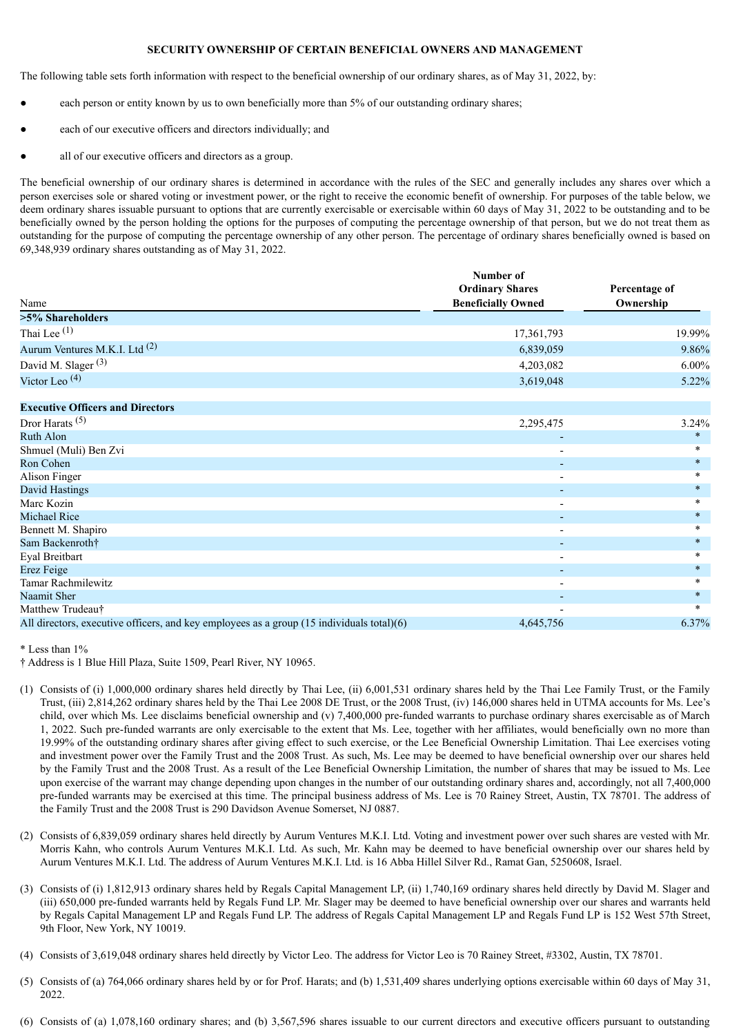## SECURITY OWNERSHIP OF CERTAIN BENEFICIAL OWNERS AND MANAGEMENT

The following table sets forth information with respect to the beneficial ownership of our ordinary shares, as of May 31, 2022, by:

- each person or entity known by us to own beneficially more than 5% of our outstanding ordinary shares;
- each of our executive officers and directors individually; and
- all of our executive officers and directors as a group.

The beneficial ownership of our ordinary shares is determined in accordance with the rules of the SEC and generally includes any shares over which a person exercises sole or shared voting or investment power, or the right to receive the economic benefit of ownership. For purposes of the table below, we deem ordinary shares issuable pursuant to options that are currently exercisable or exercisable within 60 days of May 31, 2022 to be outstanding and to be beneficially owned by the person holding the options for the purposes of computing the percentage ownership of that person, but we do not treat them as outstanding for the purpose of computing the percentage ownership of any other person. The percentage of ordinary shares beneficially owned is based on 69,348,939 ordinary shares outstanding as of May 31, 2022.

| Name | Number of Ordinary Shares Beneficially Owned | Percentage of Ownership |
|---|---|---|
| **>5% Shareholders** | | |
| Thai Lee [(1)] | 17,361,793 | 19.99% |
| Aurum Ventures M.K.I. Ltd [(2)] | 6,839,059 | 9.86% |
| David M. Slager [(3)] | 4,203,082 | 6.00% |
| Victor Leo [(4)] | 3,619,048 | 5.22% |
| **Executive Officers and Directors** | | |
| Dror Harats [(5)] | 2,295,475 | 3.24% |
| Ruth Alon | - | * |
| Shmuel (Muli) Ben Zvi | - | * |
| Ron Cohen | - | * |
| Alison Finger | - | * |
| David Hastings | - | * |
| Marc Kozin | - | * |
| Michael Rice | - | * |
| Bennett M. Shapiro | - | * |
| Sam Backenroth† | - | * |
| Eyal Breitbart | - | * |
| Erez Feige | - | * |
| Tamar Rachmilewitz | - | * |
| Naamit Sher | - | * |
| Matthew Trudeau† | - | * |
| All directors, executive officers, and key employees as a group (15 individuals total)(6) | 4,645,756 | 6.37% |

\* Less than 1%

† Address is 1 Blue Hill Plaza, Suite 1509, Pearl River, NY 10965.

(1) Consists of (i) 1,000,000 ordinary shares held directly by Thai Lee, (ii) 6,001,531 ordinary shares held by the Thai Lee Family Trust, or the Family Trust, (iii) 2,814,262 ordinary shares held by the Thai Lee 2008 DE Trust, or the 2008 Trust, (iv) 146,000 shares held in UTMA accounts for Ms. Lee's child, over which Ms. Lee disclaims beneficial ownership and (v) 7,400,000 pre-funded warrants to purchase ordinary shares exercisable as of March 1, 2022. Such pre-funded warrants are only exercisable to the extent that Ms. Lee, together with her affiliates, would beneficially own no more than 19.99% of the outstanding ordinary shares after giving effect to such exercise, or the Lee Beneficial Ownership Limitation. Thai Lee exercises voting and investment power over the Family Trust and the 2008 Trust. As such, Ms. Lee may be deemed to have beneficial ownership over our shares held by the Family Trust and the 2008 Trust. As a result of the Lee Beneficial Ownership Limitation, the number of shares that may be issued to Ms. Lee upon exercise of the warrant may change depending upon changes in the number of our outstanding ordinary shares and, accordingly, not all 7,400,000 pre-funded warrants may be exercised at this time. The principal business address of Ms. Lee is 70 Rainey Street, Austin, TX 78701. The address of the Family Trust and the 2008 Trust is 290 Davidson Avenue Somerset, NJ 0887.

(2) Consists of 6,839,059 ordinary shares held directly by Aurum Ventures M.K.I. Ltd. Voting and investment power over such shares are vested with Mr. Morris Kahn, who controls Aurum Ventures M.K.I. Ltd. As such, Mr. Kahn may be deemed to have beneficial ownership over our shares held by Aurum Ventures M.K.I. Ltd. The address of Aurum Ventures M.K.I. Ltd. is 16 Abba Hillel Silver Rd., Ramat Gan, 5250608, Israel.

(3) Consists of (i) 1,812,913 ordinary shares held by Regals Capital Management LP, (ii) 1,740,169 ordinary shares held directly by David M. Slager and (iii) 650,000 pre-funded warrants held by Regals Fund LP. Mr. Slager may be deemed to have beneficial ownership over our shares and warrants held by Regals Capital Management LP and Regals Fund LP. The address of Regals Capital Management LP and Regals Fund LP is 152 West 57th Street, 9th Floor, New York, NY 10019.

(4) Consists of 3,619,048 ordinary shares held directly by Victor Leo. The address for Victor Leo is 70 Rainey Street, #3302, Austin, TX 78701.

(5) Consists of (a) 764,066 ordinary shares held by or for Prof. Harats; and (b) 1,531,409 shares underlying options exercisable within 60 days of May 31, 2022.

(6) Consists of (a) 1,078,160 ordinary shares; and (b) 3,567,596 shares issuable to our current directors and executive officers pursuant to outstanding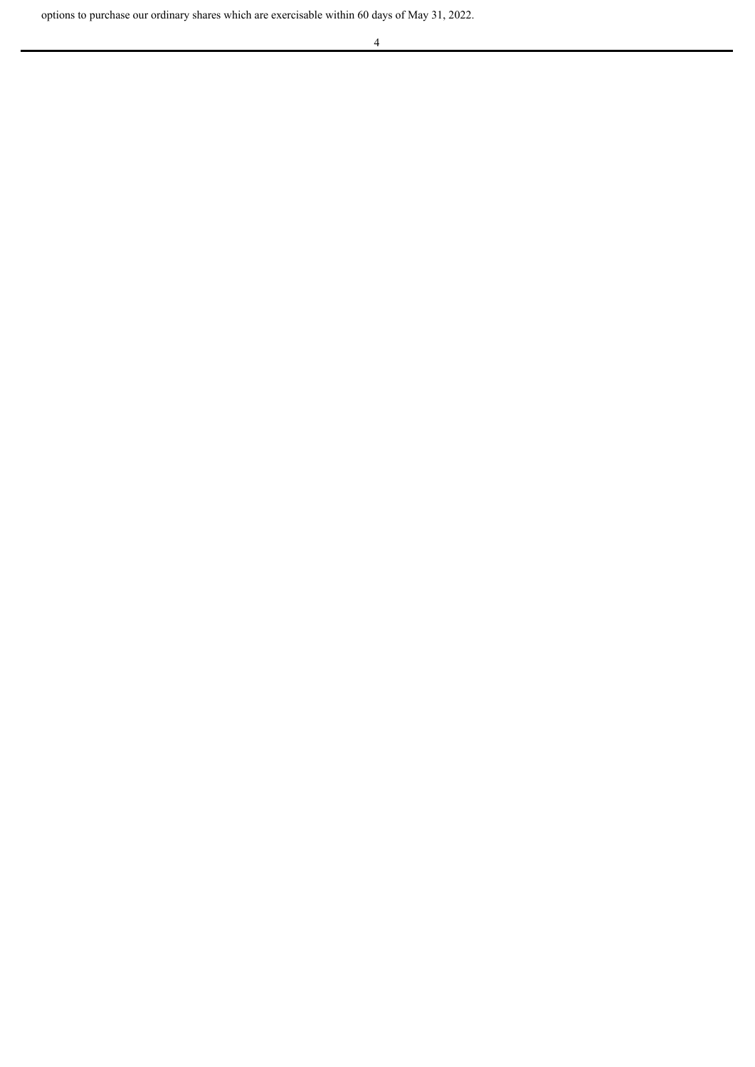options to purchase our ordinary shares which are exercisable within 60 days of May 31, 2022.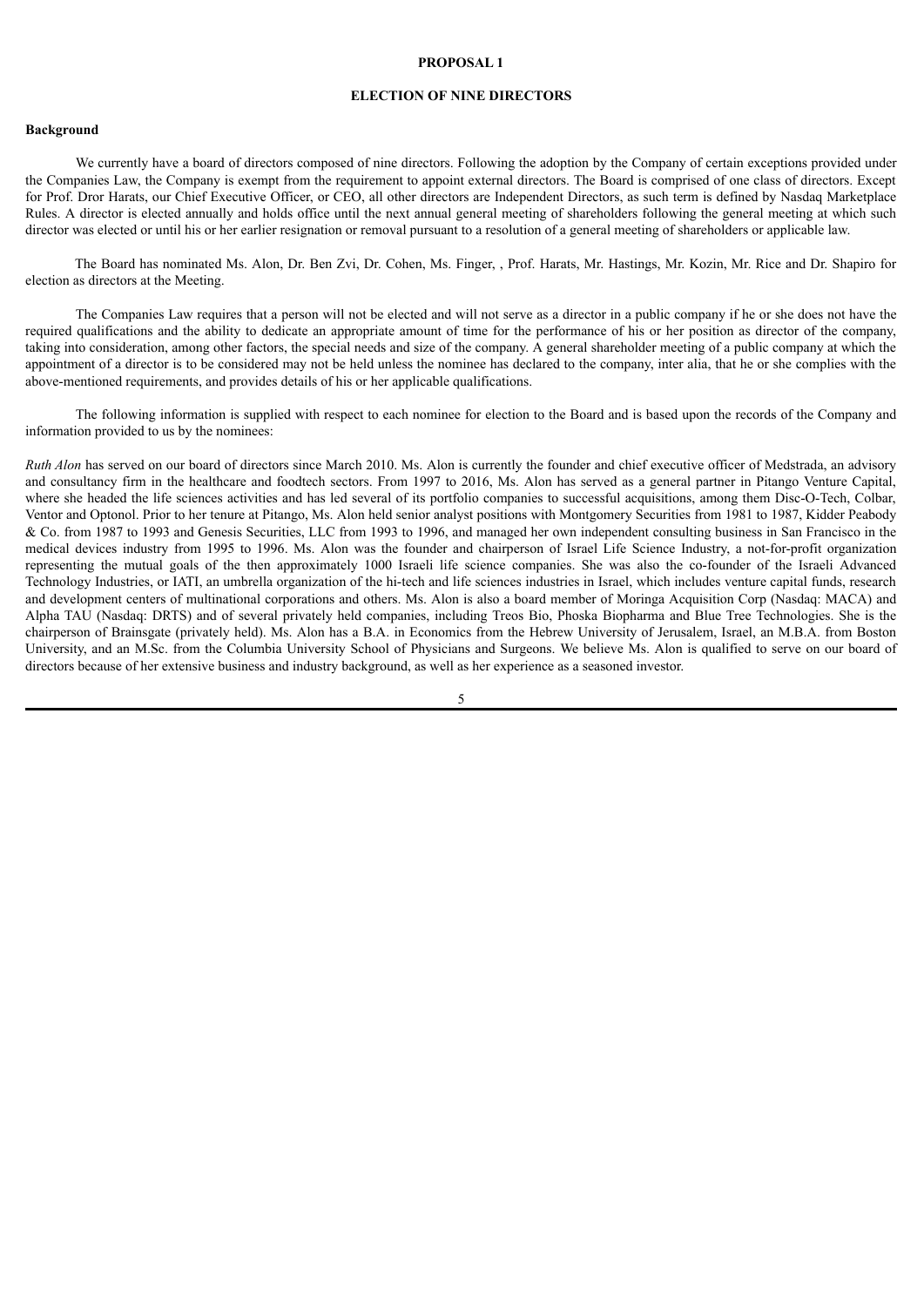**PROPOSAL 1**

**ELECTION OF NINE DIRECTORS**

**Background**

We currently have a board of directors composed of nine directors. Following the adoption by the Company of certain exceptions provided under the Companies Law, the Company is exempt from the requirement to appoint external directors. The Board is comprised of one class of directors. Except for Prof. Dror Harats, our Chief Executive Officer, or CEO, all other directors are Independent Directors, as such term is defined by Nasdaq Marketplace Rules. A director is elected annually and holds office until the next annual general meeting of shareholders following the general meeting at which such director was elected or until his or her earlier resignation or removal pursuant to a resolution of a general meeting of shareholders or applicable law.

The Board has nominated Ms. Alon, Dr. Ben Zvi, Dr. Cohen, Ms. Finger, , Prof. Harats, Mr. Hastings, Mr. Kozin, Mr. Rice and Dr. Shapiro for election as directors at the Meeting.

The Companies Law requires that a person will not be elected and will not serve as a director in a public company if he or she does not have the required qualifications and the ability to dedicate an appropriate amount of time for the performance of his or her position as director of the company, taking into consideration, among other factors, the special needs and size of the company. A general shareholder meeting of a public company at which the appointment of a director is to be considered may not be held unless the nominee has declared to the company, inter alia, that he or she complies with the above-mentioned requirements, and provides details of his or her applicable qualifications.

The following information is supplied with respect to each nominee for election to the Board and is based upon the records of the Company and information provided to us by the nominees:

*Ruth Alon* has served on our board of directors since March 2010. Ms. Alon is currently the founder and chief executive officer of Medstrada, an advisory and consultancy firm in the healthcare and foodtech sectors. From 1997 to 2016, Ms. Alon has served as a general partner in Pitango Venture Capital, where she headed the life sciences activities and has led several of its portfolio companies to successful acquisitions, among them Disc-O-Tech, Colbar, Ventor and Optonol. Prior to her tenure at Pitango, Ms. Alon held senior analyst positions with Montgomery Securities from 1981 to 1987, Kidder Peabody & Co. from 1987 to 1993 and Genesis Securities, LLC from 1993 to 1996, and managed her own independent consulting business in San Francisco in the medical devices industry from 1995 to 1996. Ms. Alon was the founder and chairperson of Israel Life Science Industry, a not-for-profit organization representing the mutual goals of the then approximately 1000 Israeli life science companies. She was also the co-founder of the Israeli Advanced Technology Industries, or IATI, an umbrella organization of the hi-tech and life sciences industries in Israel, which includes venture capital funds, research and development centers of multinational corporations and others. Ms. Alon is also a board member of Moringa Acquisition Corp (Nasdaq: MACA) and Alpha TAU (Nasdaq: DRTS) and of several privately held companies, including Treos Bio, Phoska Biopharma and Blue Tree Technologies. She is the chairperson of Brainsgate (privately held). Ms. Alon has a B.A. in Economics from the Hebrew University of Jerusalem, Israel, an M.B.A. from Boston University, and an M.Sc. from the Columbia University School of Physicians and Surgeons. We believe Ms. Alon is qualified to serve on our board of directors because of her extensive business and industry background, as well as her experience as a seasoned investor.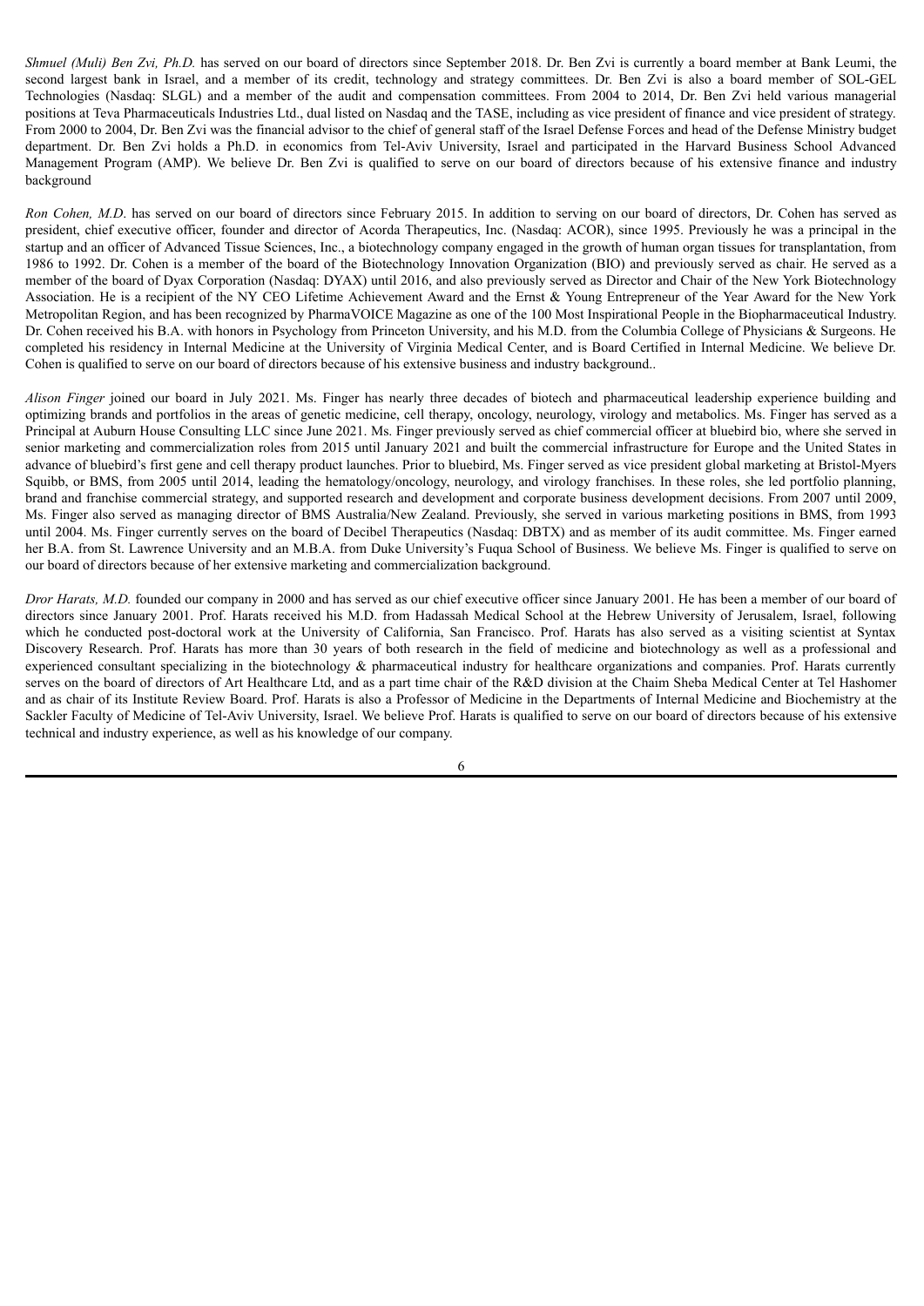*Shmuel (Muli) Ben Zvi, Ph.D.* has served on our board of directors since September 2018. Dr. Ben Zvi is currently a board member at Bank Leumi, the second largest bank in Israel, and a member of its credit, technology and strategy committees. Dr. Ben Zvi is also a board member of SOL-GEL Technologies (Nasdaq: SLGL) and a member of the audit and compensation committees. From 2004 to 2014, Dr. Ben Zvi held various managerial positions at Teva Pharmaceuticals Industries Ltd., dual listed on Nasdaq and the TASE, including as vice president of finance and vice president of strategy. From 2000 to 2004, Dr. Ben Zvi was the financial advisor to the chief of general staff of the Israel Defense Forces and head of the Defense Ministry budget department. Dr. Ben Zvi holds a Ph.D. in economics from Tel-Aviv University, Israel and participated in the Harvard Business School Advanced Management Program (AMP). We believe Dr. Ben Zvi is qualified to serve on our board of directors because of his extensive finance and industry background

*Ron Cohen, M.D*. has served on our board of directors since February 2015. In addition to serving on our board of directors, Dr. Cohen has served as president, chief executive officer, founder and director of Acorda Therapeutics, Inc. (Nasdaq: ACOR), since 1995. Previously he was a principal in the startup and an officer of Advanced Tissue Sciences, Inc., a biotechnology company engaged in the growth of human organ tissues for transplantation, from 1986 to 1992. Dr. Cohen is a member of the board of the Biotechnology Innovation Organization (BIO) and previously served as chair. He served as a member of the board of Dyax Corporation (Nasdaq: DYAX) until 2016, and also previously served as Director and Chair of the New York Biotechnology Association. He is a recipient of the NY CEO Lifetime Achievement Award and the Ernst & Young Entrepreneur of the Year Award for the New York Metropolitan Region, and has been recognized by PharmaVOICE Magazine as one of the 100 Most Inspirational People in the Biopharmaceutical Industry. Dr. Cohen received his B.A. with honors in Psychology from Princeton University, and his M.D. from the Columbia College of Physicians & Surgeons. He completed his residency in Internal Medicine at the University of Virginia Medical Center, and is Board Certified in Internal Medicine. We believe Dr. Cohen is qualified to serve on our board of directors because of his extensive business and industry background..

*Alison Finger* joined our board in July 2021. Ms. Finger has nearly three decades of biotech and pharmaceutical leadership experience building and optimizing brands and portfolios in the areas of genetic medicine, cell therapy, oncology, neurology, virology and metabolics. Ms. Finger has served as a Principal at Auburn House Consulting LLC since June 2021. Ms. Finger previously served as chief commercial officer at bluebird bio, where she served in senior marketing and commercialization roles from 2015 until January 2021 and built the commercial infrastructure for Europe and the United States in advance of bluebird's first gene and cell therapy product launches. Prior to bluebird, Ms. Finger served as vice president global marketing at Bristol-Myers Squibb, or BMS, from 2005 until 2014, leading the hematology/oncology, neurology, and virology franchises. In these roles, she led portfolio planning, brand and franchise commercial strategy, and supported research and development and corporate business development decisions. From 2007 until 2009, Ms. Finger also served as managing director of BMS Australia/New Zealand. Previously, she served in various marketing positions in BMS, from 1993 until 2004. Ms. Finger currently serves on the board of Decibel Therapeutics (Nasdaq: DBTX) and as member of its audit committee. Ms. Finger earned her B.A. from St. Lawrence University and an M.B.A. from Duke University's Fuqua School of Business. We believe Ms. Finger is qualified to serve on our board of directors because of her extensive marketing and commercialization background.

*Dror Harats, M.D.* founded our company in 2000 and has served as our chief executive officer since January 2001. He has been a member of our board of directors since January 2001. Prof. Harats received his M.D. from Hadassah Medical School at the Hebrew University of Jerusalem, Israel, following which he conducted post-doctoral work at the University of California, San Francisco. Prof. Harats has also served as a visiting scientist at Syntax Discovery Research. Prof. Harats has more than 30 years of both research in the field of medicine and biotechnology as well as a professional and experienced consultant specializing in the biotechnology & pharmaceutical industry for healthcare organizations and companies. Prof. Harats currently serves on the board of directors of Art Healthcare Ltd, and as a part time chair of the R&D division at the Chaim Sheba Medical Center at Tel Hashomer and as chair of its Institute Review Board. Prof. Harats is also a Professor of Medicine in the Departments of Internal Medicine and Biochemistry at the Sackler Faculty of Medicine of Tel-Aviv University, Israel. We believe Prof. Harats is qualified to serve on our board of directors because of his extensive technical and industry experience, as well as his knowledge of our company.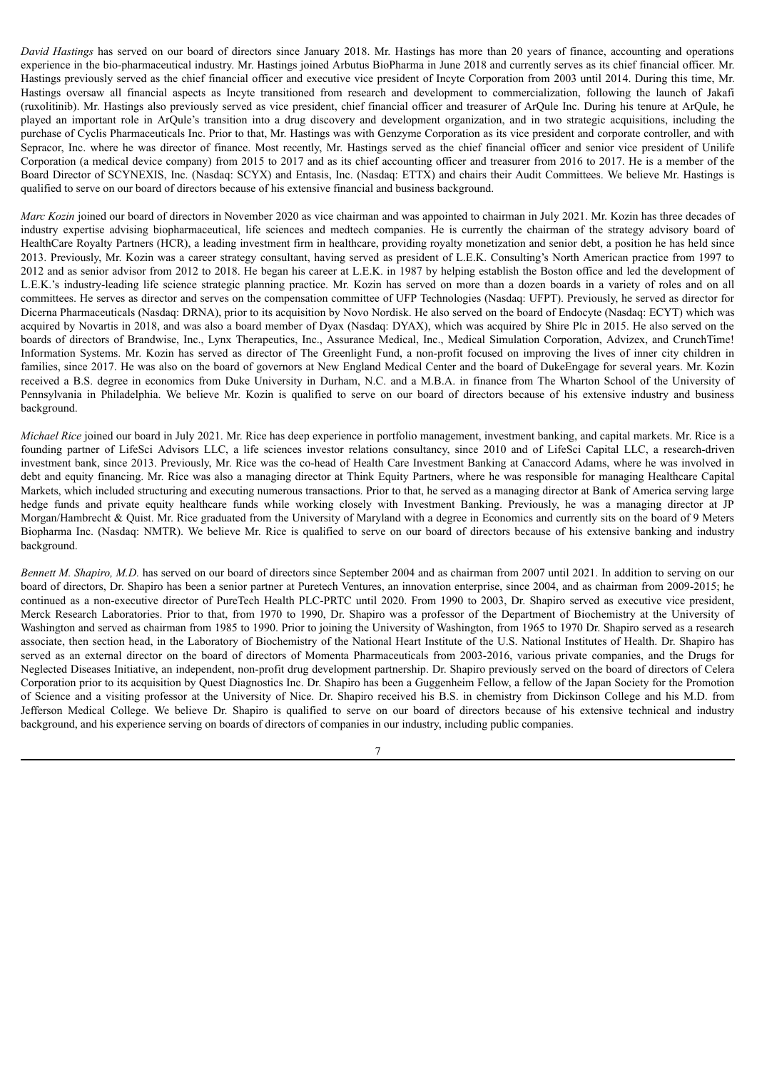*David Hastings* has served on our board of directors since January 2018. Mr. Hastings has more than 20 years of finance, accounting and operations experience in the bio-pharmaceutical industry. Mr. Hastings joined Arbutus BioPharma in June 2018 and currently serves as its chief financial officer. Mr. Hastings previously served as the chief financial officer and executive vice president of Incyte Corporation from 2003 until 2014. During this time, Mr. Hastings oversaw all financial aspects as Incyte transitioned from research and development to commercialization, following the launch of Jakafi (ruxolitinib). Mr. Hastings also previously served as vice president, chief financial officer and treasurer of ArQule Inc. During his tenure at ArQule, he played an important role in ArQule's transition into a drug discovery and development organization, and in two strategic acquisitions, including the purchase of Cyclis Pharmaceuticals Inc. Prior to that, Mr. Hastings was with Genzyme Corporation as its vice president and corporate controller, and with Sepracor, Inc. where he was director of finance. Most recently, Mr. Hastings served as the chief financial officer and senior vice president of Unilife Corporation (a medical device company) from 2015 to 2017 and as its chief accounting officer and treasurer from 2016 to 2017. He is a member of the Board Director of SCYNEXIS, Inc. (Nasdaq: SCYX) and Entasis, Inc. (Nasdaq: ETTX) and chairs their Audit Committees. We believe Mr. Hastings is qualified to serve on our board of directors because of his extensive financial and business background.

*Marc Kozin* joined our board of directors in November 2020 as vice chairman and was appointed to chairman in July 2021. Mr. Kozin has three decades of industry expertise advising biopharmaceutical, life sciences and medtech companies. He is currently the chairman of the strategy advisory board of HealthCare Royalty Partners (HCR), a leading investment firm in healthcare, providing royalty monetization and senior debt, a position he has held since 2013. Previously, Mr. Kozin was a career strategy consultant, having served as president of L.E.K. Consulting's North American practice from 1997 to 2012 and as senior advisor from 2012 to 2018. He began his career at L.E.K. in 1987 by helping establish the Boston office and led the development of L.E.K.'s industry-leading life science strategic planning practice. Mr. Kozin has served on more than a dozen boards in a variety of roles and on all committees. He serves as director and serves on the compensation committee of UFP Technologies (Nasdaq: UFPT). Previously, he served as director for Dicerna Pharmaceuticals (Nasdaq: DRNA), prior to its acquisition by Novo Nordisk. He also served on the board of Endocyte (Nasdaq: ECYT) which was acquired by Novartis in 2018, and was also a board member of Dyax (Nasdaq: DYAX), which was acquired by Shire Plc in 2015. He also served on the boards of directors of Brandwise, Inc., Lynx Therapeutics, Inc., Assurance Medical, Inc., Medical Simulation Corporation, Advizex, and CrunchTime! Information Systems. Mr. Kozin has served as director of The Greenlight Fund, a non-profit focused on improving the lives of inner city children in families, since 2017. He was also on the board of governors at New England Medical Center and the board of DukeEngage for several years. Mr. Kozin received a B.S. degree in economics from Duke University in Durham, N.C. and a M.B.A. in finance from The Wharton School of the University of Pennsylvania in Philadelphia. We believe Mr. Kozin is qualified to serve on our board of directors because of his extensive industry and business background.

*Michael Rice* joined our board in July 2021. Mr. Rice has deep experience in portfolio management, investment banking, and capital markets. Mr. Rice is a founding partner of LifeSci Advisors LLC, a life sciences investor relations consultancy, since 2010 and of LifeSci Capital LLC, a research-driven investment bank, since 2013. Previously, Mr. Rice was the co-head of Health Care Investment Banking at Canaccord Adams, where he was involved in debt and equity financing. Mr. Rice was also a managing director at Think Equity Partners, where he was responsible for managing Healthcare Capital Markets, which included structuring and executing numerous transactions. Prior to that, he served as a managing director at Bank of America serving large hedge funds and private equity healthcare funds while working closely with Investment Banking. Previously, he was a managing director at JP Morgan/Hambrecht & Quist. Mr. Rice graduated from the University of Maryland with a degree in Economics and currently sits on the board of 9 Meters Biopharma Inc. (Nasdaq: NMTR). We believe Mr. Rice is qualified to serve on our board of directors because of his extensive banking and industry background.

*Bennett M. Shapiro, M.D.* has served on our board of directors since September 2004 and as chairman from 2007 until 2021. In addition to serving on our board of directors, Dr. Shapiro has been a senior partner at Puretech Ventures, an innovation enterprise, since 2004, and as chairman from 2009-2015; he continued as a non-executive director of PureTech Health PLC-PRTC until 2020. From 1990 to 2003, Dr. Shapiro served as executive vice president, Merck Research Laboratories. Prior to that, from 1970 to 1990, Dr. Shapiro was a professor of the Department of Biochemistry at the University of Washington and served as chairman from 1985 to 1990. Prior to joining the University of Washington, from 1965 to 1970 Dr. Shapiro served as a research associate, then section head, in the Laboratory of Biochemistry of the National Heart Institute of the U.S. National Institutes of Health. Dr. Shapiro has served as an external director on the board of directors of Momenta Pharmaceuticals from 2003-2016, various private companies, and the Drugs for Neglected Diseases Initiative, an independent, non-profit drug development partnership. Dr. Shapiro previously served on the board of directors of Celera Corporation prior to its acquisition by Quest Diagnostics Inc. Dr. Shapiro has been a Guggenheim Fellow, a fellow of the Japan Society for the Promotion of Science and a visiting professor at the University of Nice. Dr. Shapiro received his B.S. in chemistry from Dickinson College and his M.D. from Jefferson Medical College. We believe Dr. Shapiro is qualified to serve on our board of directors because of his extensive technical and industry background, and his experience serving on boards of directors of companies in our industry, including public companies.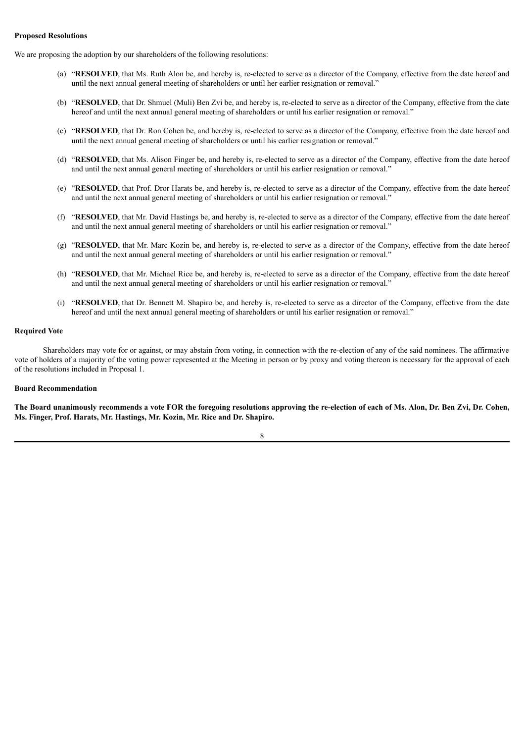**Proposed Resolutions**

We are proposing the adoption by our shareholders of the following resolutions:

(a) "**RESOLVED**, that Ms. Ruth Alon be, and hereby is, re-elected to serve as a director of the Company, effective from the date hereof and until the next annual general meeting of shareholders or until her earlier resignation or removal."

(b) "**RESOLVED**, that Dr. Shmuel (Muli) Ben Zvi be, and hereby is, re-elected to serve as a director of the Company, effective from the date hereof and until the next annual general meeting of shareholders or until his earlier resignation or removal."

(c) "**RESOLVED**, that Dr. Ron Cohen be, and hereby is, re-elected to serve as a director of the Company, effective from the date hereof and until the next annual general meeting of shareholders or until his earlier resignation or removal."

(d) "**RESOLVED**, that Ms. Alison Finger be, and hereby is, re-elected to serve as a director of the Company, effective from the date hereof and until the next annual general meeting of shareholders or until his earlier resignation or removal."

(e) "**RESOLVED**, that Prof. Dror Harats be, and hereby is, re-elected to serve as a director of the Company, effective from the date hereof and until the next annual general meeting of shareholders or until his earlier resignation or removal."

(f) "**RESOLVED**, that Mr. David Hastings be, and hereby is, re-elected to serve as a director of the Company, effective from the date hereof and until the next annual general meeting of shareholders or until his earlier resignation or removal."

(g) "**RESOLVED**, that Mr. Marc Kozin be, and hereby is, re-elected to serve as a director of the Company, effective from the date hereof and until the next annual general meeting of shareholders or until his earlier resignation or removal."

(h) "**RESOLVED**, that Mr. Michael Rice be, and hereby is, re-elected to serve as a director of the Company, effective from the date hereof and until the next annual general meeting of shareholders or until his earlier resignation or removal."

(i) "**RESOLVED**, that Dr. Bennett M. Shapiro be, and hereby is, re-elected to serve as a director of the Company, effective from the date hereof and until the next annual general meeting of shareholders or until his earlier resignation or removal."

**Required Vote**

Shareholders may vote for or against, or may abstain from voting, in connection with the re-election of any of the said nominees. The affirmative vote of holders of a majority of the voting power represented at the Meeting in person or by proxy and voting thereon is necessary for the approval of each of the resolutions included in Proposal 1.

**Board Recommendation**

**The Board unanimously recommends a vote FOR the foregoing resolutions approving the re-election of each of Ms. Alon, Dr. Ben Zvi, Dr. Cohen, Ms. Finger, Prof. Harats, Mr. Hastings, Mr. Kozin, Mr. Rice and Dr. Shapiro.**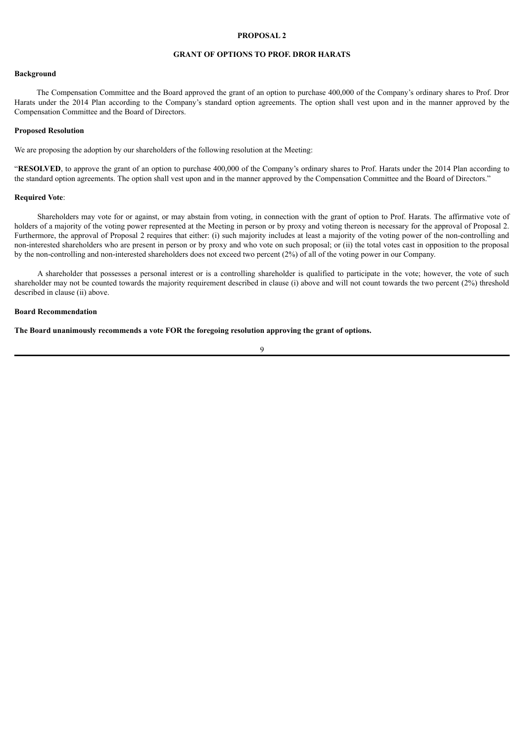## PROPOSAL 2

## GRANT OF OPTIONS TO PROF. DROR HARATS

**Background**

The Compensation Committee and the Board approved the grant of an option to purchase 400,000 of the Company's ordinary shares to Prof. Dror Harats under the 2014 Plan according to the Company's standard option agreements. The option shall vest upon and in the manner approved by the Compensation Committee and the Board of Directors.

**Proposed Resolution**

We are proposing the adoption by our shareholders of the following resolution at the Meeting:

"**RESOLVED**, to approve the grant of an option to purchase 400,000 of the Company's ordinary shares to Prof. Harats under the 2014 Plan according to the standard option agreements. The option shall vest upon and in the manner approved by the Compensation Committee and the Board of Directors."

**Required Vote**:

Shareholders may vote for or against, or may abstain from voting, in connection with the grant of option to Prof. Harats. The affirmative vote of holders of a majority of the voting power represented at the Meeting in person or by proxy and voting thereon is necessary for the approval of Proposal 2. Furthermore, the approval of Proposal 2 requires that either: (i) such majority includes at least a majority of the voting power of the non-controlling and non-interested shareholders who are present in person or by proxy and who vote on such proposal; or (ii) the total votes cast in opposition to the proposal by the non-controlling and non-interested shareholders does not exceed two percent (2%) of all of the voting power in our Company.

A shareholder that possesses a personal interest or is a controlling shareholder is qualified to participate in the vote; however, the vote of such shareholder may not be counted towards the majority requirement described in clause (i) above and will not count towards the two percent (2%) threshold described in clause (ii) above.

**Board Recommendation**

**The Board unanimously recommends a vote FOR the foregoing resolution approving the grant of options.**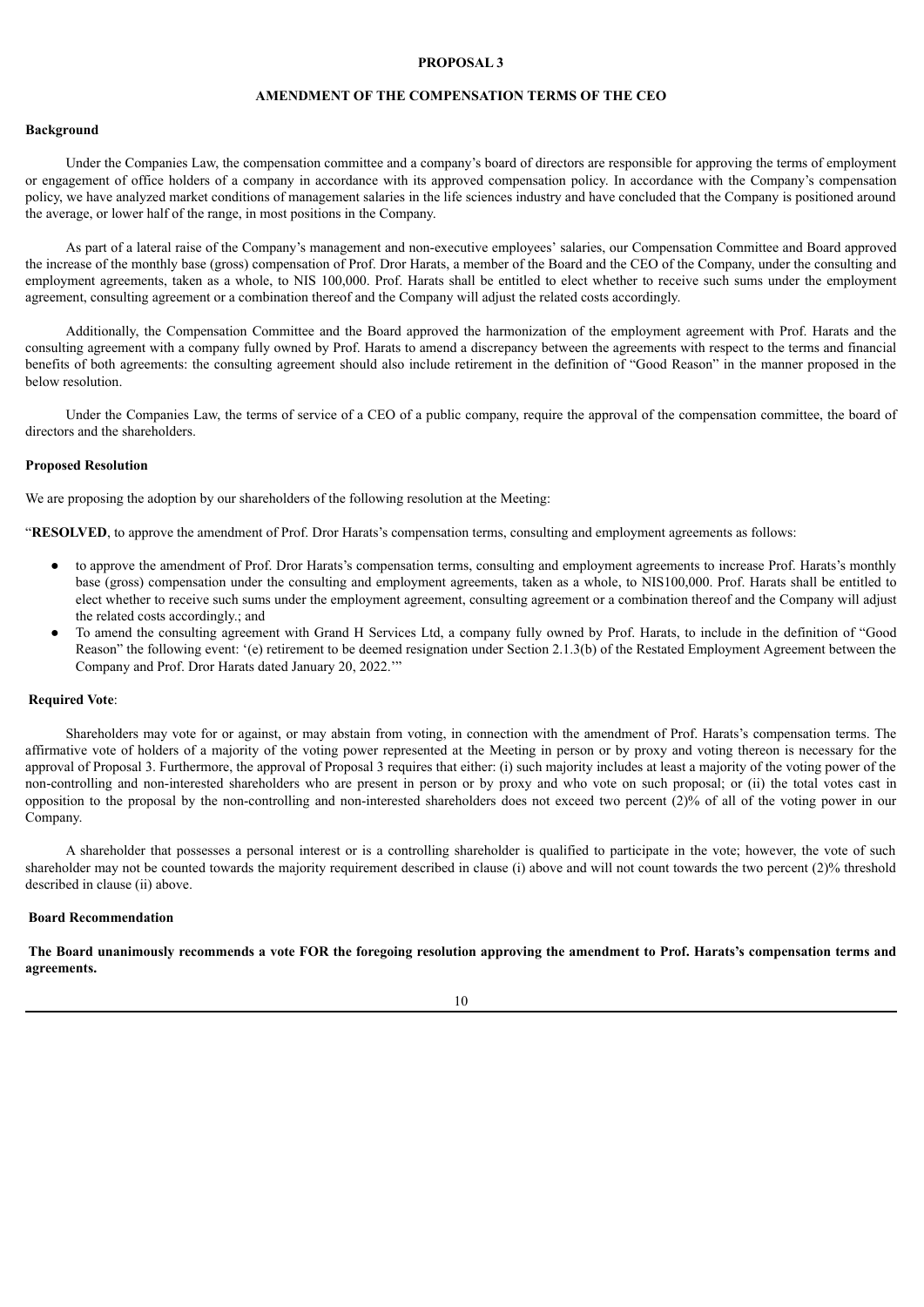# PROPOSAL 3

## AMENDMENT OF THE COMPENSATION TERMS OF THE CEO

### Background

Under the Companies Law, the compensation committee and a company's board of directors are responsible for approving the terms of employment or engagement of office holders of a company in accordance with its approved compensation policy. In accordance with the Company's compensation policy, we have analyzed market conditions of management salaries in the life sciences industry and have concluded that the Company is positioned around the average, or lower half of the range, in most positions in the Company.

As part of a lateral raise of the Company's management and non-executive employees' salaries, our Compensation Committee and Board approved the increase of the monthly base (gross) compensation of Prof. Dror Harats, a member of the Board and the CEO of the Company, under the consulting and employment agreements, taken as a whole, to NIS 100,000. Prof. Harats shall be entitled to elect whether to receive such sums under the employment agreement, consulting agreement or a combination thereof and the Company will adjust the related costs accordingly.

Additionally, the Compensation Committee and the Board approved the harmonization of the employment agreement with Prof. Harats and the consulting agreement with a company fully owned by Prof. Harats to amend a discrepancy between the agreements with respect to the terms and financial benefits of both agreements: the consulting agreement should also include retirement in the definition of "Good Reason" in the manner proposed in the below resolution.

Under the Companies Law, the terms of service of a CEO of a public company, require the approval of the compensation committee, the board of directors and the shareholders.

### Proposed Resolution

We are proposing the adoption by our shareholders of the following resolution at the Meeting:

"**RESOLVED**, to approve the amendment of Prof. Dror Harats's compensation terms, consulting and employment agreements as follows:

- to approve the amendment of Prof. Dror Harats's compensation terms, consulting and employment agreements to increase Prof. Harats's monthly base (gross) compensation under the consulting and employment agreements, taken as a whole, to NIS100,000. Prof. Harats shall be entitled to elect whether to receive such sums under the employment agreement, consulting agreement or a combination thereof and the Company will adjust the related costs accordingly.; and
- To amend the consulting agreement with Grand H Services Ltd, a company fully owned by Prof. Harats, to include in the definition of "Good Reason" the following event: '(e) retirement to be deemed resignation under Section 2.1.3(b) of the Restated Employment Agreement between the Company and Prof. Dror Harats dated January 20, 2022.'"

### Required Vote:

Shareholders may vote for or against, or may abstain from voting, in connection with the amendment of Prof. Harats's compensation terms. The affirmative vote of holders of a majority of the voting power represented at the Meeting in person or by proxy and voting thereon is necessary for the approval of Proposal 3. Furthermore, the approval of Proposal 3 requires that either: (i) such majority includes at least a majority of the voting power of the non-controlling and non-interested shareholders who are present in person or by proxy and who vote on such proposal; or (ii) the total votes cast in opposition to the proposal by the non-controlling and non-interested shareholders does not exceed two percent (2)% of all of the voting power in our Company.

A shareholder that possesses a personal interest or is a controlling shareholder is qualified to participate in the vote; however, the vote of such shareholder may not be counted towards the majority requirement described in clause (i) above and will not count towards the two percent (2)% threshold described in clause (ii) above.

### Board Recommendation

**The Board unanimously recommends a vote FOR the foregoing resolution approving the amendment to Prof. Harats's compensation terms and agreements.**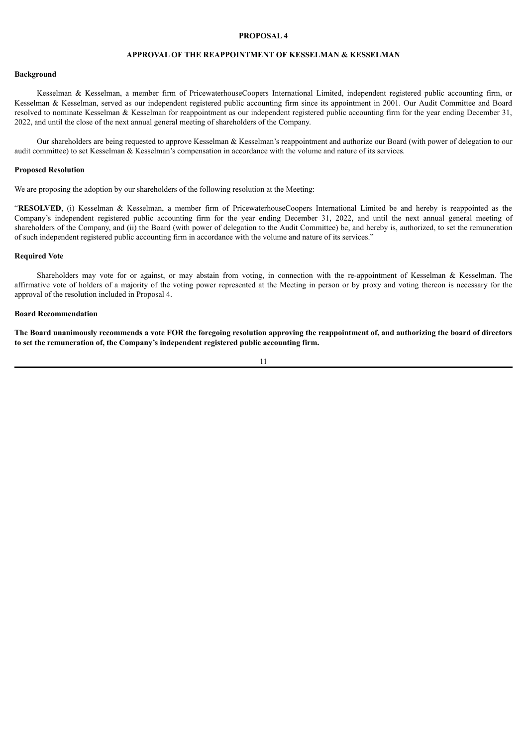## PROPOSAL 4

## APPROVAL OF THE REAPPOINTMENT OF KESSELMAN & KESSELMAN

### Background

Kesselman & Kesselman, a member firm of PricewaterhouseCoopers International Limited, independent registered public accounting firm, or Kesselman & Kesselman, served as our independent registered public accounting firm since its appointment in 2001. Our Audit Committee and Board resolved to nominate Kesselman & Kesselman for reappointment as our independent registered public accounting firm for the year ending December 31, 2022, and until the close of the next annual general meeting of shareholders of the Company.

Our shareholders are being requested to approve Kesselman & Kesselman's reappointment and authorize our Board (with power of delegation to our audit committee) to set Kesselman & Kesselman's compensation in accordance with the volume and nature of its services.

### Proposed Resolution

We are proposing the adoption by our shareholders of the following resolution at the Meeting:

"**RESOLVED**, (i) Kesselman & Kesselman, a member firm of PricewaterhouseCoopers International Limited be and hereby is reappointed as the Company's independent registered public accounting firm for the year ending December 31, 2022, and until the next annual general meeting of shareholders of the Company, and (ii) the Board (with power of delegation to the Audit Committee) be, and hereby is, authorized, to set the remuneration of such independent registered public accounting firm in accordance with the volume and nature of its services."

### Required Vote

Shareholders may vote for or against, or may abstain from voting, in connection with the re-appointment of Kesselman & Kesselman. The affirmative vote of holders of a majority of the voting power represented at the Meeting in person or by proxy and voting thereon is necessary for the approval of the resolution included in Proposal 4.

### Board Recommendation

**The Board unanimously recommends a vote FOR the foregoing resolution approving the reappointment of, and authorizing the board of directors to set the remuneration of, the Company's independent registered public accounting firm.**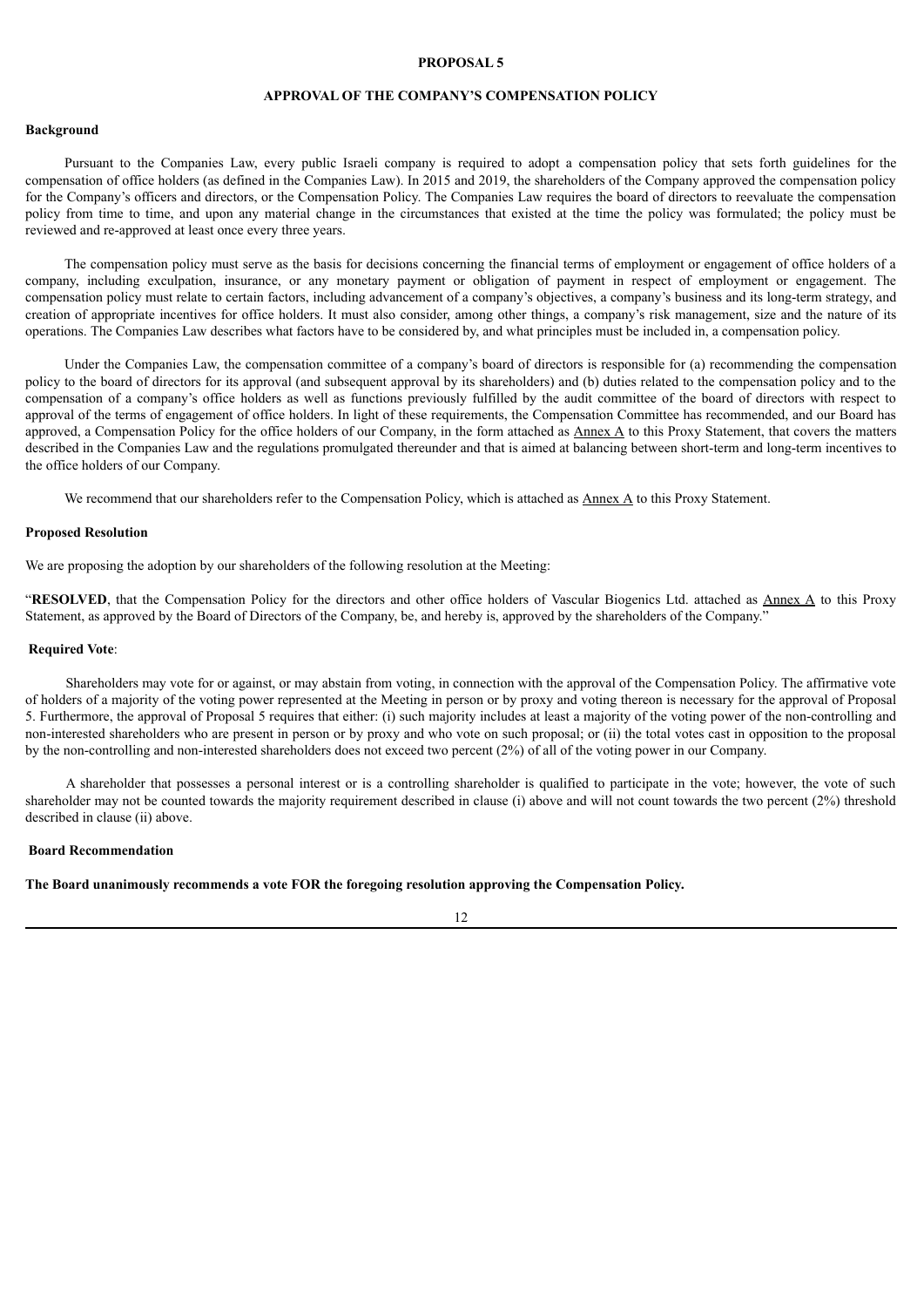# PROPOSAL 5

## APPROVAL OF THE COMPANY'S COMPENSATION POLICY

### Background

Pursuant to the Companies Law, every public Israeli company is required to adopt a compensation policy that sets forth guidelines for the compensation of office holders (as defined in the Companies Law). In 2015 and 2019, the shareholders of the Company approved the compensation policy for the Company's officers and directors, or the Compensation Policy. The Companies Law requires the board of directors to reevaluate the compensation policy from time to time, and upon any material change in the circumstances that existed at the time the policy was formulated; the policy must be reviewed and re-approved at least once every three years.

The compensation policy must serve as the basis for decisions concerning the financial terms of employment or engagement of office holders of a company, including exculpation, insurance, or any monetary payment or obligation of payment in respect of employment or engagement. The compensation policy must relate to certain factors, including advancement of a company's objectives, a company's business and its long-term strategy, and creation of appropriate incentives for office holders. It must also consider, among other things, a company's risk management, size and the nature of its operations. The Companies Law describes what factors have to be considered by, and what principles must be included in, a compensation policy.

Under the Companies Law, the compensation committee of a company's board of directors is responsible for (a) recommending the compensation policy to the board of directors for its approval (and subsequent approval by its shareholders) and (b) duties related to the compensation policy and to the compensation of a company's office holders as well as functions previously fulfilled by the audit committee of the board of directors with respect to approval of the terms of engagement of office holders. In light of these requirements, the Compensation Committee has recommended, and our Board has approved, a Compensation Policy for the office holders of our Company, in the form attached as Annex A to this Proxy Statement, that covers the matters described in the Companies Law and the regulations promulgated thereunder and that is aimed at balancing between short-term and long-term incentives to the office holders of our Company.

We recommend that our shareholders refer to the Compensation Policy, which is attached as Annex A to this Proxy Statement.

### Proposed Resolution

We are proposing the adoption by our shareholders of the following resolution at the Meeting:

"**RESOLVED**, that the Compensation Policy for the directors and other office holders of Vascular Biogenics Ltd. attached as Annex A to this Proxy Statement, as approved by the Board of Directors of the Company, be, and hereby is, approved by the shareholders of the Company."

### Required Vote:

Shareholders may vote for or against, or may abstain from voting, in connection with the approval of the Compensation Policy. The affirmative vote of holders of a majority of the voting power represented at the Meeting in person or by proxy and voting thereon is necessary for the approval of Proposal 5. Furthermore, the approval of Proposal 5 requires that either: (i) such majority includes at least a majority of the voting power of the non-controlling and non-interested shareholders who are present in person or by proxy and who vote on such proposal; or (ii) the total votes cast in opposition to the proposal by the non-controlling and non-interested shareholders does not exceed two percent (2%) of all of the voting power in our Company.

A shareholder that possesses a personal interest or is a controlling shareholder is qualified to participate in the vote; however, the vote of such shareholder may not be counted towards the majority requirement described in clause (i) above and will not count towards the two percent (2%) threshold described in clause (ii) above.

### Board Recommendation

**The Board unanimously recommends a vote FOR the foregoing resolution approving the Compensation Policy.**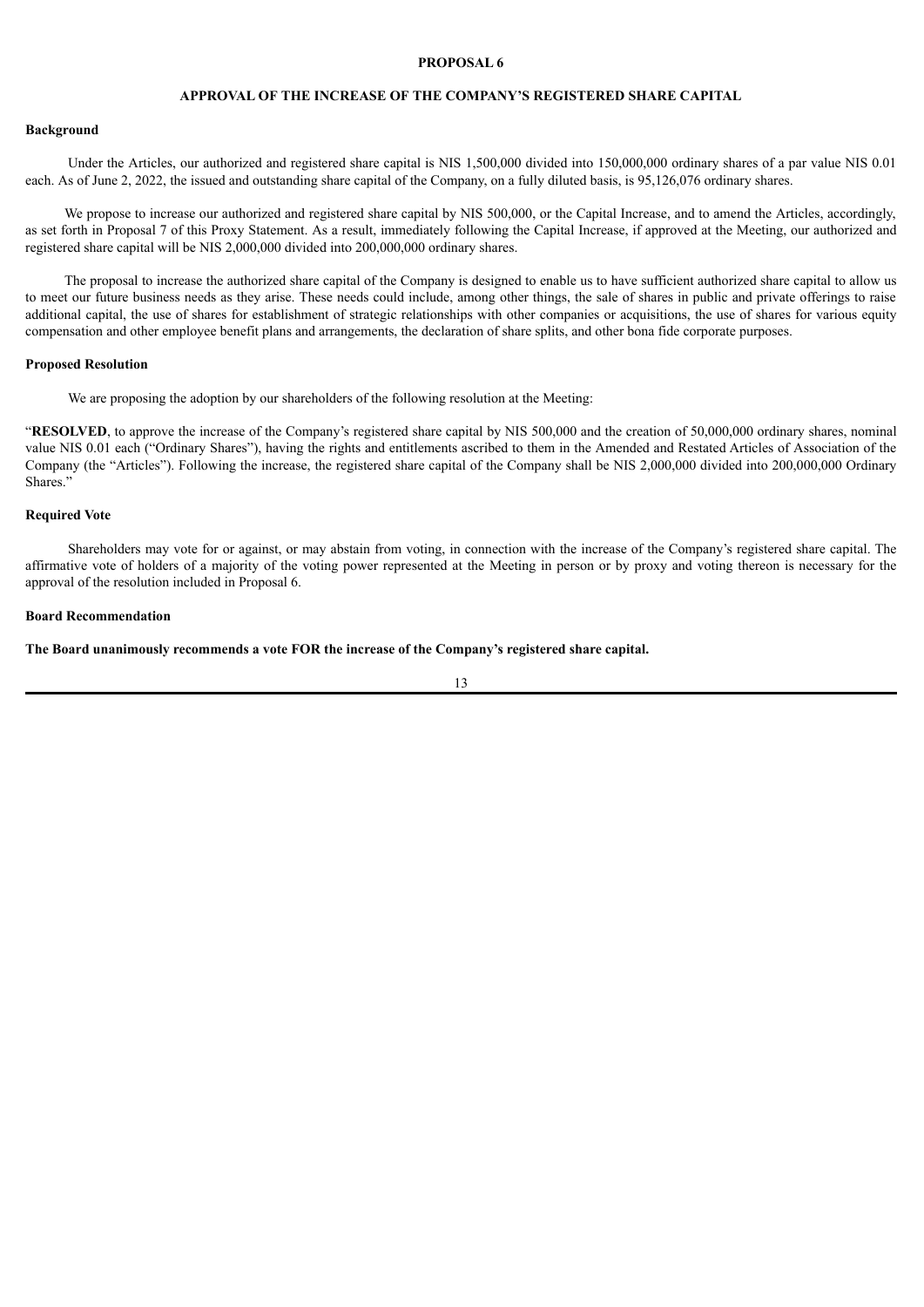# PROPOSAL 6

## APPROVAL OF THE INCREASE OF THE COMPANY'S REGISTERED SHARE CAPITAL

### Background

Under the Articles, our authorized and registered share capital is NIS 1,500,000 divided into 150,000,000 ordinary shares of a par value NIS 0.01 each. As of June 2, 2022, the issued and outstanding share capital of the Company, on a fully diluted basis, is 95,126,076 ordinary shares.

We propose to increase our authorized and registered share capital by NIS 500,000, or the Capital Increase, and to amend the Articles, accordingly, as set forth in Proposal 7 of this Proxy Statement. As a result, immediately following the Capital Increase, if approved at the Meeting, our authorized and registered share capital will be NIS 2,000,000 divided into 200,000,000 ordinary shares.

The proposal to increase the authorized share capital of the Company is designed to enable us to have sufficient authorized share capital to allow us to meet our future business needs as they arise. These needs could include, among other things, the sale of shares in public and private offerings to raise additional capital, the use of shares for establishment of strategic relationships with other companies or acquisitions, the use of shares for various equity compensation and other employee benefit plans and arrangements, the declaration of share splits, and other bona fide corporate purposes.

### Proposed Resolution

We are proposing the adoption by our shareholders of the following resolution at the Meeting:

"**RESOLVED**, to approve the increase of the Company's registered share capital by NIS 500,000 and the creation of 50,000,000 ordinary shares, nominal value NIS 0.01 each ("Ordinary Shares"), having the rights and entitlements ascribed to them in the Amended and Restated Articles of Association of the Company (the "Articles"). Following the increase, the registered share capital of the Company shall be NIS 2,000,000 divided into 200,000,000 Ordinary Shares."

### Required Vote

Shareholders may vote for or against, or may abstain from voting, in connection with the increase of the Company's registered share capital. The affirmative vote of holders of a majority of the voting power represented at the Meeting in person or by proxy and voting thereon is necessary for the approval of the resolution included in Proposal 6.

### Board Recommendation

**The Board unanimously recommends a vote FOR the increase of the Company's registered share capital.**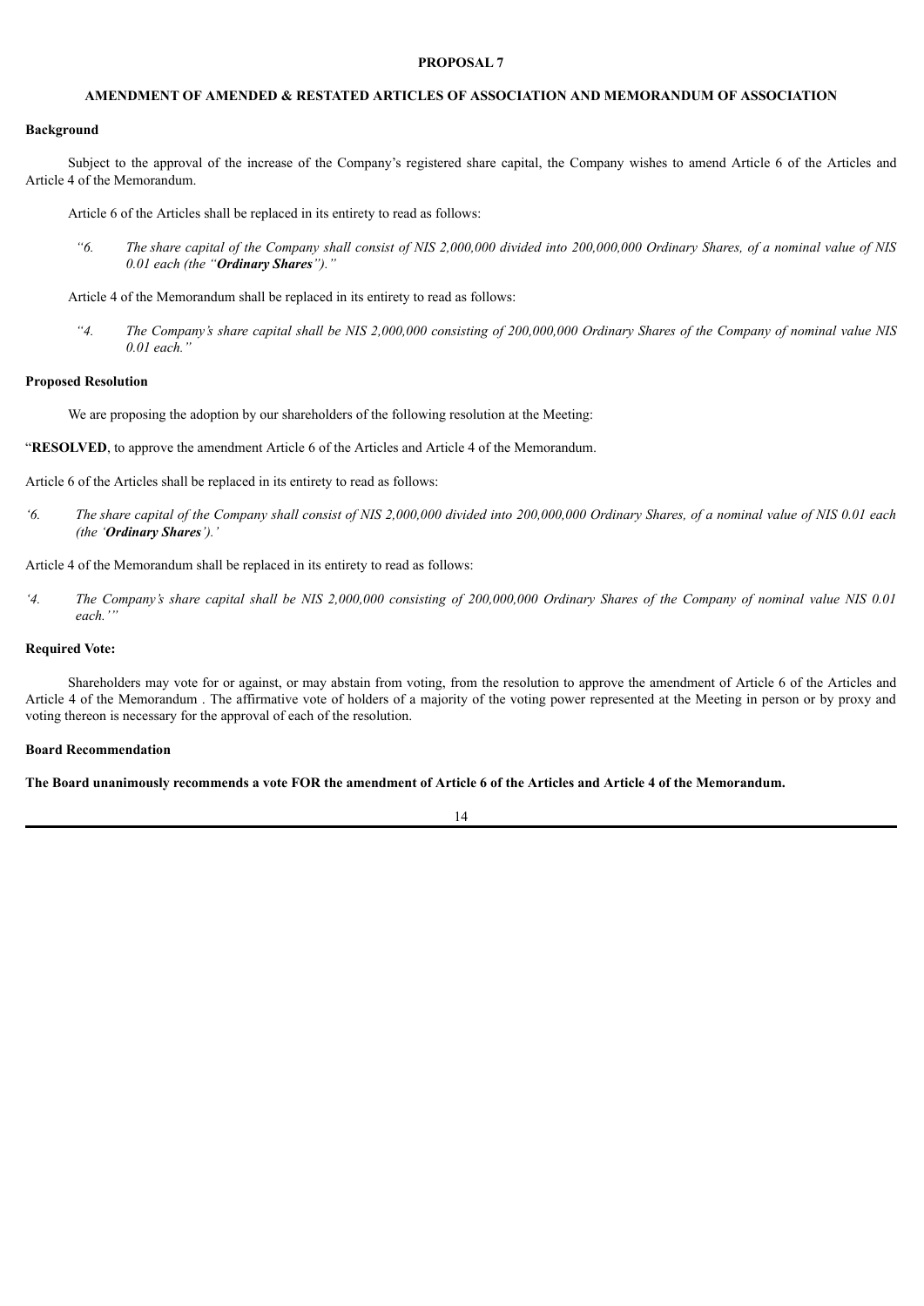## PROPOSAL 7

## AMENDMENT OF AMENDED & RESTATED ARTICLES OF ASSOCIATION AND MEMORANDUM OF ASSOCIATION

**Background**

Subject to the approval of the increase of the Company's registered share capital, the Company wishes to amend Article 6 of the Articles and Article 4 of the Memorandum.

Article 6 of the Articles shall be replaced in its entirety to read as follows:

> *"6. The share capital of the Company shall consist of NIS 2,000,000 divided into 200,000,000 Ordinary Shares, of a nominal value of NIS 0.01 each (the "**Ordinary Shares**")."*

Article 4 of the Memorandum shall be replaced in its entirety to read as follows:

> *"4. The Company's share capital shall be NIS 2,000,000 consisting of 200,000,000 Ordinary Shares of the Company of nominal value NIS 0.01 each."*

**Proposed Resolution**

We are proposing the adoption by our shareholders of the following resolution at the Meeting:

"**RESOLVED**, to approve the amendment Article 6 of the Articles and Article 4 of the Memorandum.

Article 6 of the Articles shall be replaced in its entirety to read as follows:

*'6. The share capital of the Company shall consist of NIS 2,000,000 divided into 200,000,000 Ordinary Shares, of a nominal value of NIS 0.01 each (the '**Ordinary Shares**').'*

Article 4 of the Memorandum shall be replaced in its entirety to read as follows:

*'4. The Company's share capital shall be NIS 2,000,000 consisting of 200,000,000 Ordinary Shares of the Company of nominal value NIS 0.01 each.'"*

**Required Vote:**

Shareholders may vote for or against, or may abstain from voting, from the resolution to approve the amendment of Article 6 of the Articles and Article 4 of the Memorandum . The affirmative vote of holders of a majority of the voting power represented at the Meeting in person or by proxy and voting thereon is necessary for the approval of each of the resolution.

**Board Recommendation**

**The Board unanimously recommends a vote FOR the amendment of Article 6 of the Articles and Article 4 of the Memorandum.**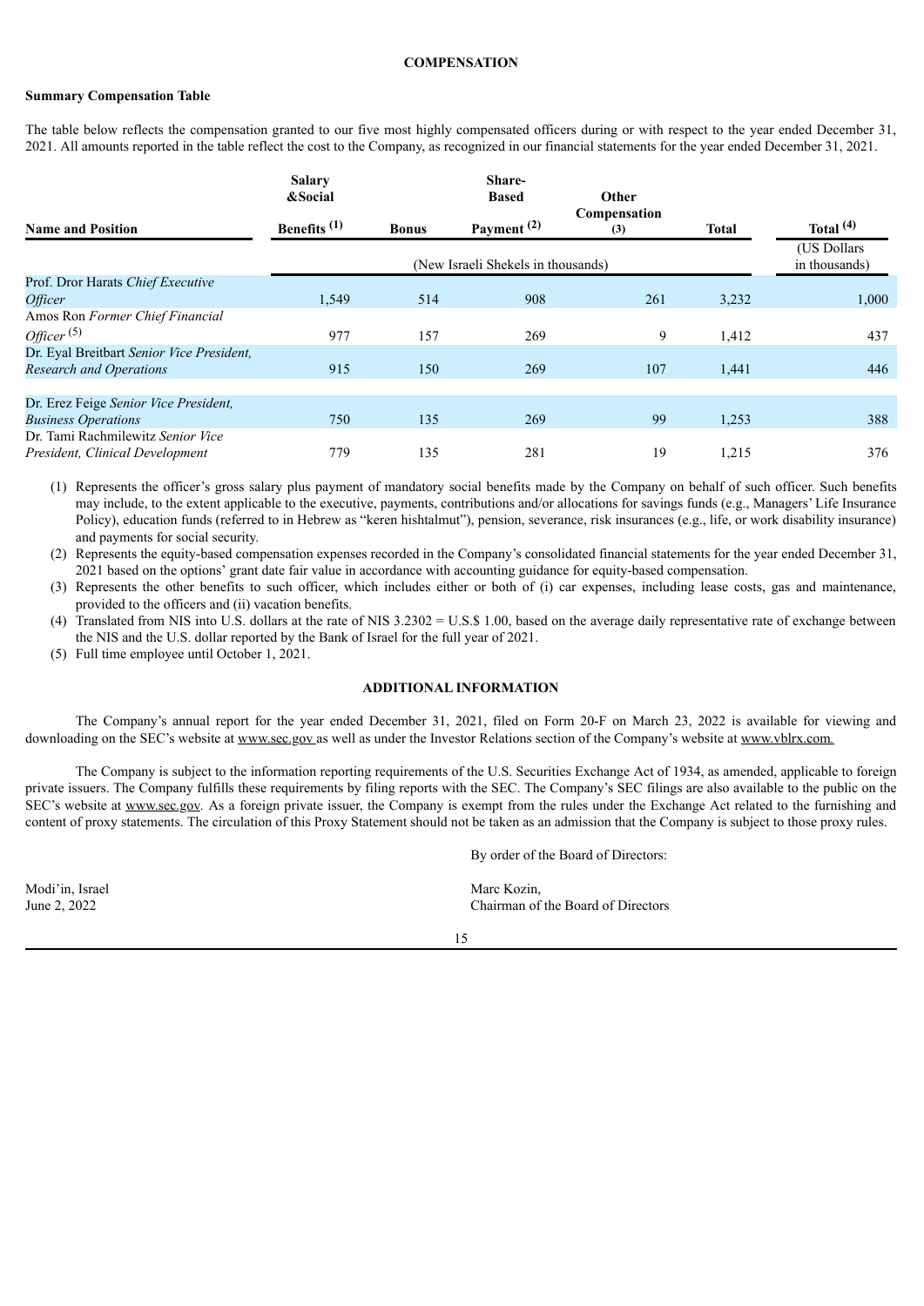## COMPENSATION

**Summary Compensation Table**

The table below reflects the compensation granted to our five most highly compensated officers during or with respect to the year ended December 31, 2021. All amounts reported in the table reflect the cost to the Company, as recognized in our financial statements for the year ended December 31, 2021.

| Name and Position | Salary &Social Benefits [(1)] | Bonus | Share-Based Payment [(2)] | Other Compensation (3) | Total | Total [(4)] |
|---|---|---|---|---|---|---|
| | (New Israeli Shekels in thousands) | | | | | (US Dollars in thousands) |
| Prof. Dror Harats *Chief Executive Officer* | 1,549 | 514 | 908 | 261 | 3,232 | 1,000 |
| Amos Ron *Former Chief Financial Officer* [(5)] | 977 | 157 | 269 | 9 | 1,412 | 437 |
| Dr. Eyal Breitbart *Senior Vice President, Research and Operations* | 915 | 150 | 269 | 107 | 1,441 | 446 |
| Dr. Erez Feige *Senior Vice President, Business Operations* | 750 | 135 | 269 | 99 | 1,253 | 388 |
| Dr. Tami Rachmilewitz *Senior Vice President, Clinical Development* | 779 | 135 | 281 | 19 | 1,215 | 376 |

(1) Represents the officer's gross salary plus payment of mandatory social benefits made by the Company on behalf of such officer. Such benefits may include, to the extent applicable to the executive, payments, contributions and/or allocations for savings funds (e.g., Managers' Life Insurance Policy), education funds (referred to in Hebrew as "keren hishtalmut"), pension, severance, risk insurances (e.g., life, or work disability insurance) and payments for social security.

(2) Represents the equity-based compensation expenses recorded in the Company's consolidated financial statements for the year ended December 31, 2021 based on the options' grant date fair value in accordance with accounting guidance for equity-based compensation.

(3) Represents the other benefits to such officer, which includes either or both of (i) car expenses, including lease costs, gas and maintenance, provided to the officers and (ii) vacation benefits.

(4) Translated from NIS into U.S. dollars at the rate of NIS 3.2302 = U.S.$ 1.00, based on the average daily representative rate of exchange between the NIS and the U.S. dollar reported by the Bank of Israel for the full year of 2021.

(5) Full time employee until October 1, 2021.

## ADDITIONAL INFORMATION

The Company's annual report for the year ended December 31, 2021, filed on Form 20-F on March 23, 2022 is available for viewing and downloading on the SEC's website at www.sec.gov as well as under the Investor Relations section of the Company's website at www.vblrx.com.

The Company is subject to the information reporting requirements of the U.S. Securities Exchange Act of 1934, as amended, applicable to foreign private issuers. The Company fulfills these requirements by filing reports with the SEC. The Company's SEC filings are also available to the public on the SEC's website at www.sec.gov. As a foreign private issuer, the Company is exempt from the rules under the Exchange Act related to the furnishing and content of proxy statements. The circulation of this Proxy Statement should not be taken as an admission that the Company is subject to those proxy rules.

By order of the Board of Directors:

Modi'in, Israel
June 2, 2022

Marc Kozin,
Chairman of the Board of Directors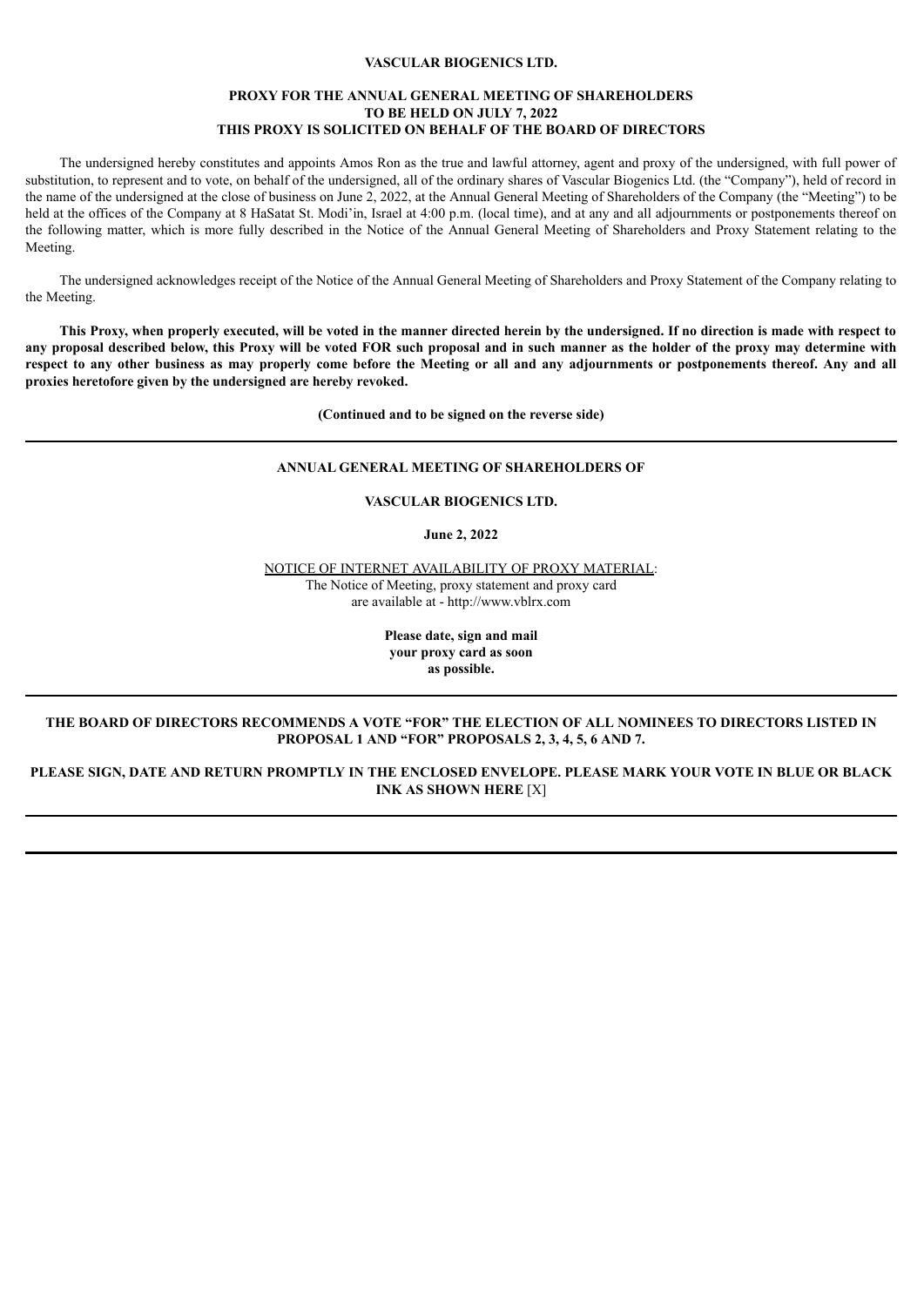**VASCULAR BIOGENICS LTD.**

**PROXY FOR THE ANNUAL GENERAL MEETING OF SHAREHOLDERS TO BE HELD ON JULY 7, 2022**
**THIS PROXY IS SOLICITED ON BEHALF OF THE BOARD OF DIRECTORS**

The undersigned hereby constitutes and appoints Amos Ron as the true and lawful attorney, agent and proxy of the undersigned, with full power of substitution, to represent and to vote, on behalf of the undersigned, all of the ordinary shares of Vascular Biogenics Ltd. (the "Company"), held of record in the name of the undersigned at the close of business on June 2, 2022, at the Annual General Meeting of Shareholders of the Company (the "Meeting") to be held at the offices of the Company at 8 HaSatat St. Modi'in, Israel at 4:00 p.m. (local time), and at any and all adjournments or postponements thereof on the following matter, which is more fully described in the Notice of the Annual General Meeting of Shareholders and Proxy Statement relating to the Meeting.

The undersigned acknowledges receipt of the Notice of the Annual General Meeting of Shareholders and Proxy Statement of the Company relating to the Meeting.

**This Proxy, when properly executed, will be voted in the manner directed herein by the undersigned. If no direction is made with respect to any proposal described below, this Proxy will be voted FOR such proposal and in such manner as the holder of the proxy may determine with respect to any other business as may properly come before the Meeting or all and any adjournments or postponements thereof. Any and all proxies heretofore given by the undersigned are hereby revoked.**

**(Continued and to be signed on the reverse side)**

---

**ANNUAL GENERAL MEETING OF SHAREHOLDERS OF**

**VASCULAR BIOGENICS LTD.**

**June 2, 2022**

NOTICE OF INTERNET AVAILABILITY OF PROXY MATERIAL:
The Notice of Meeting, proxy statement and proxy card are available at - http://www.vblrx.com

**Please date, sign and mail your proxy card as soon as possible.**

---

**THE BOARD OF DIRECTORS RECOMMENDS A VOTE "FOR" THE ELECTION OF ALL NOMINEES TO DIRECTORS LISTED IN PROPOSAL 1 AND "FOR" PROPOSALS 2, 3, 4, 5, 6 AND 7.**

**PLEASE SIGN, DATE AND RETURN PROMPTLY IN THE ENCLOSED ENVELOPE. PLEASE MARK YOUR VOTE IN BLUE OR BLACK INK AS SHOWN HERE** [X]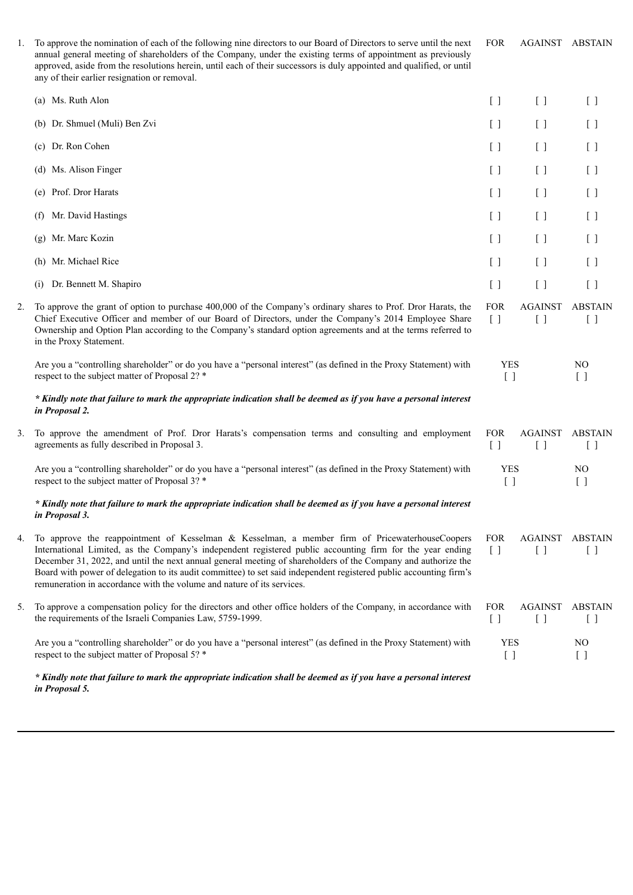| | | FOR | AGAINST | ABSTAIN |
|---|---|---|---|---|
| 1. | To approve the nomination of each of the following nine directors to our Board of Directors to serve until the next annual general meeting of shareholders of the Company, under the existing terms of appointment as previously approved, aside from the resolutions herein, until each of their successors is duly appointed and qualified, or until any of their earlier resignation or removal. | | | |
| | (a) Ms. Ruth Alon | [ ] | [ ] | [ ] |
| | (b) Dr. Shmuel (Muli) Ben Zvi | [ ] | [ ] | [ ] |
| | (c) Dr. Ron Cohen | [ ] | [ ] | [ ] |
| | (d) Ms. Alison Finger | [ ] | [ ] | [ ] |
| | (e) Prof. Dror Harats | [ ] | [ ] | [ ] |
| | (f) Mr. David Hastings | [ ] | [ ] | [ ] |
| | (g) Mr. Marc Kozin | [ ] | [ ] | [ ] |
| | (h) Mr. Michael Rice | [ ] | [ ] | [ ] |
| | (i) Dr. Bennett M. Shapiro | [ ] | [ ] | [ ] |

| | | FOR | AGAINST | ABSTAIN |
|---|---|---|---|---|
| 2. | To approve the grant of option to purchase 400,000 of the Company's ordinary shares to Prof. Dror Harats, the Chief Executive Officer and member of our Board of Directors, under the Company's 2014 Employee Share Ownership and Option Plan according to the Company's standard option agreements and at the terms referred to in the Proxy Statement. | [ ] | [ ] | [ ] |

| | YES | NO |
|---|---|---|
| Are you a "controlling shareholder" or do you have a "personal interest" (as defined in the Proxy Statement) with respect to the subject matter of Proposal 2? * | [ ] | [ ] |

***\* Kindly note that failure to mark the appropriate indication shall be deemed as if you have a personal interest in Proposal 2.***

| | | FOR | AGAINST | ABSTAIN |
|---|---|---|---|---|
| 3. | To approve the amendment of Prof. Dror Harats's compensation terms and consulting and employment agreements as fully described in Proposal 3. | [ ] | [ ] | [ ] |

| | YES | NO |
|---|---|---|
| Are you a "controlling shareholder" or do you have a "personal interest" (as defined in the Proxy Statement) with respect to the subject matter of Proposal 3? * | [ ] | [ ] |

***\* Kindly note that failure to mark the appropriate indication shall be deemed as if you have a personal interest in Proposal 3.***

| | | FOR | AGAINST | ABSTAIN |
|---|---|---|---|---|
| 4. | To approve the reappointment of Kesselman & Kesselman, a member firm of PricewaterhouseCoopers International Limited, as the Company's independent registered public accounting firm for the year ending December 31, 2022, and until the next annual general meeting of shareholders of the Company and authorize the Board with power of delegation to its audit committee) to set said independent registered public accounting firm's remuneration in accordance with the volume and nature of its services. | [ ] | [ ] | [ ] |
| 5. | To approve a compensation policy for the directors and other office holders of the Company, in accordance with the requirements of the Israeli Companies Law, 5759-1999. | [ ] | [ ] | [ ] |

| | YES | NO |
|---|---|---|
| Are you a "controlling shareholder" or do you have a "personal interest" (as defined in the Proxy Statement) with respect to the subject matter of Proposal 5? * | [ ] | [ ] |

***\* Kindly note that failure to mark the appropriate indication shall be deemed as if you have a personal interest in Proposal 5.***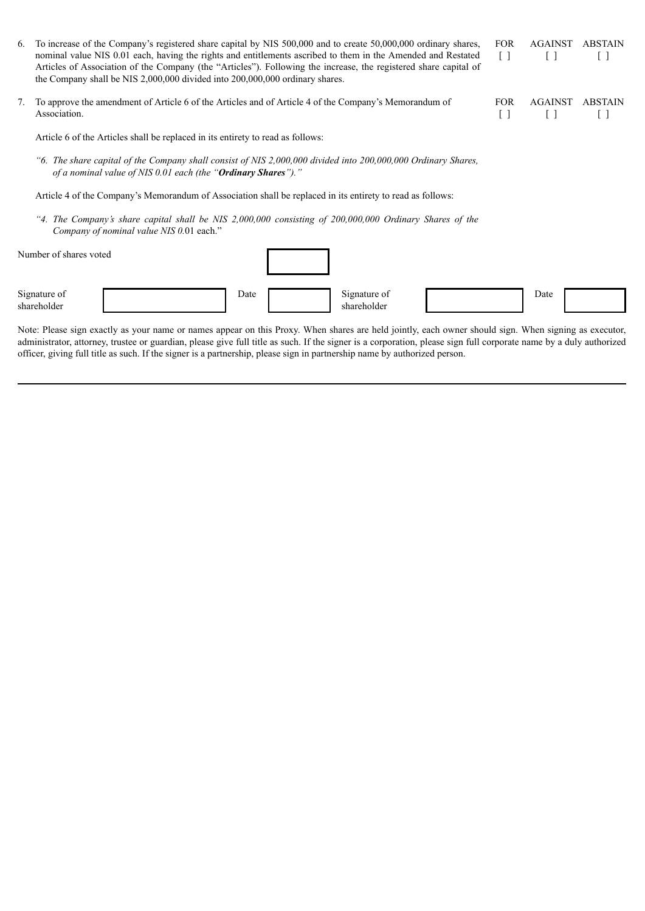6. To increase of the Company's registered share capital by NIS 500,000 and to create 50,000,000 ordinary shares, nominal value NIS 0.01 each, having the rights and entitlements ascribed to them in the Amended and Restated Articles of Association of the Company (the "Articles"). Following the increase, the registered share capital of the Company shall be NIS 2,000,000 divided into 200,000,000 ordinary shares.

| FOR | AGAINST | ABSTAIN |
|---|---|---|
| [ ] | [ ] | [ ] |

7. To approve the amendment of Article 6 of the Articles and of Article 4 of the Company's Memorandum of Association.

| FOR | AGAINST | ABSTAIN |
|---|---|---|
| [ ] | [ ] | [ ] |

Article 6 of the Articles shall be replaced in its entirety to read as follows:

*"6. The share capital of the Company shall consist of NIS 2,000,000 divided into 200,000,000 Ordinary Shares, of a nominal value of NIS 0.01 each (the "**Ordinary Shares**")."*

Article 4 of the Company's Memorandum of Association shall be replaced in its entirety to read as follows:

*"4. The Company's share capital shall be NIS 2,000,000 consisting of 200,000,000 Ordinary Shares of the Company of nominal value NIS 0.*01 each."

Number of shares voted

| Signature of shareholder | | Date | | Signature of shareholder | | Date | |
|---|---|---|---|---|---|---|---|

Note: Please sign exactly as your name or names appear on this Proxy. When shares are held jointly, each owner should sign. When signing as executor, administrator, attorney, trustee or guardian, please give full title as such. If the signer is a corporation, please sign full corporate name by a duly authorized officer, giving full title as such. If the signer is a partnership, please sign in partnership name by authorized person.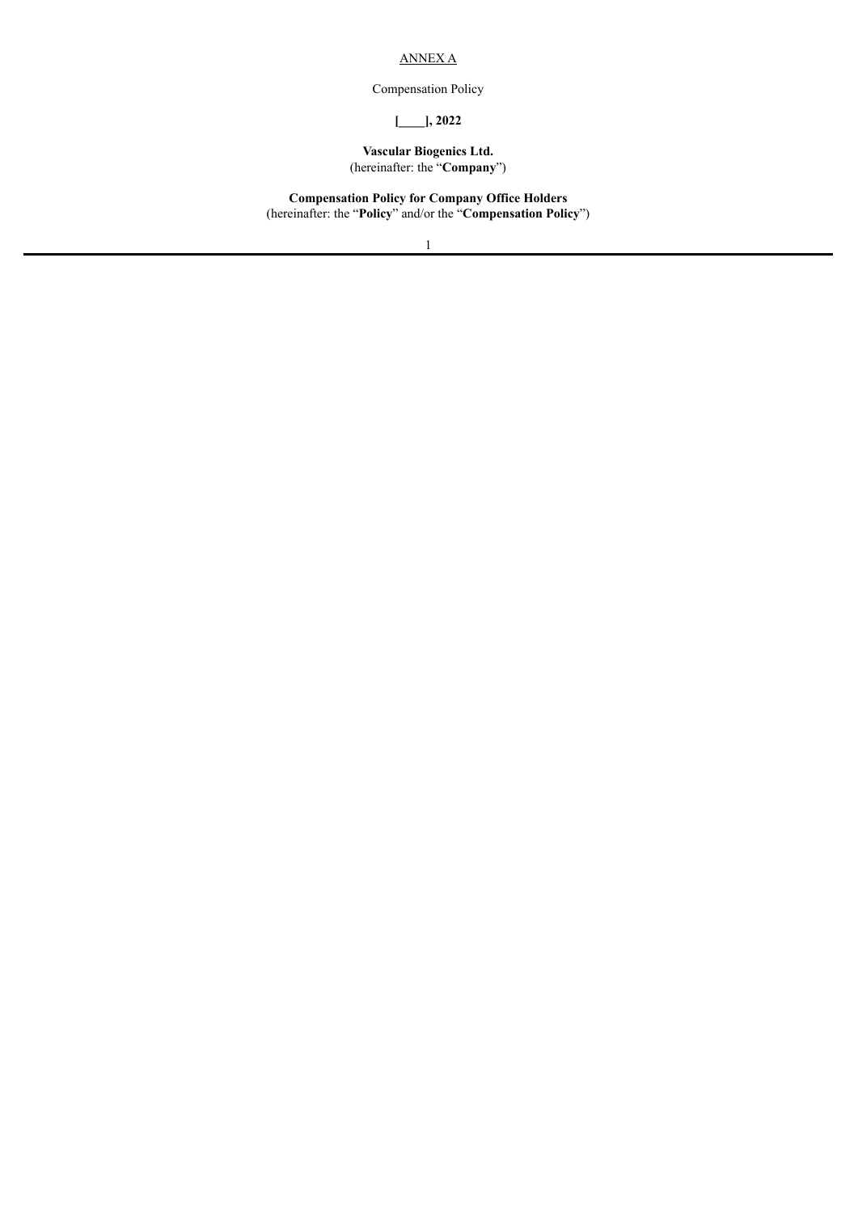ANNEX A

Compensation Policy

**[____], 2022**

**Vascular Biogenics Ltd.**
(hereinafter: the "**Company**")

**Compensation Policy for Company Office Holders**
(hereinafter: the "**Policy**" and/or the "**Compensation Policy**")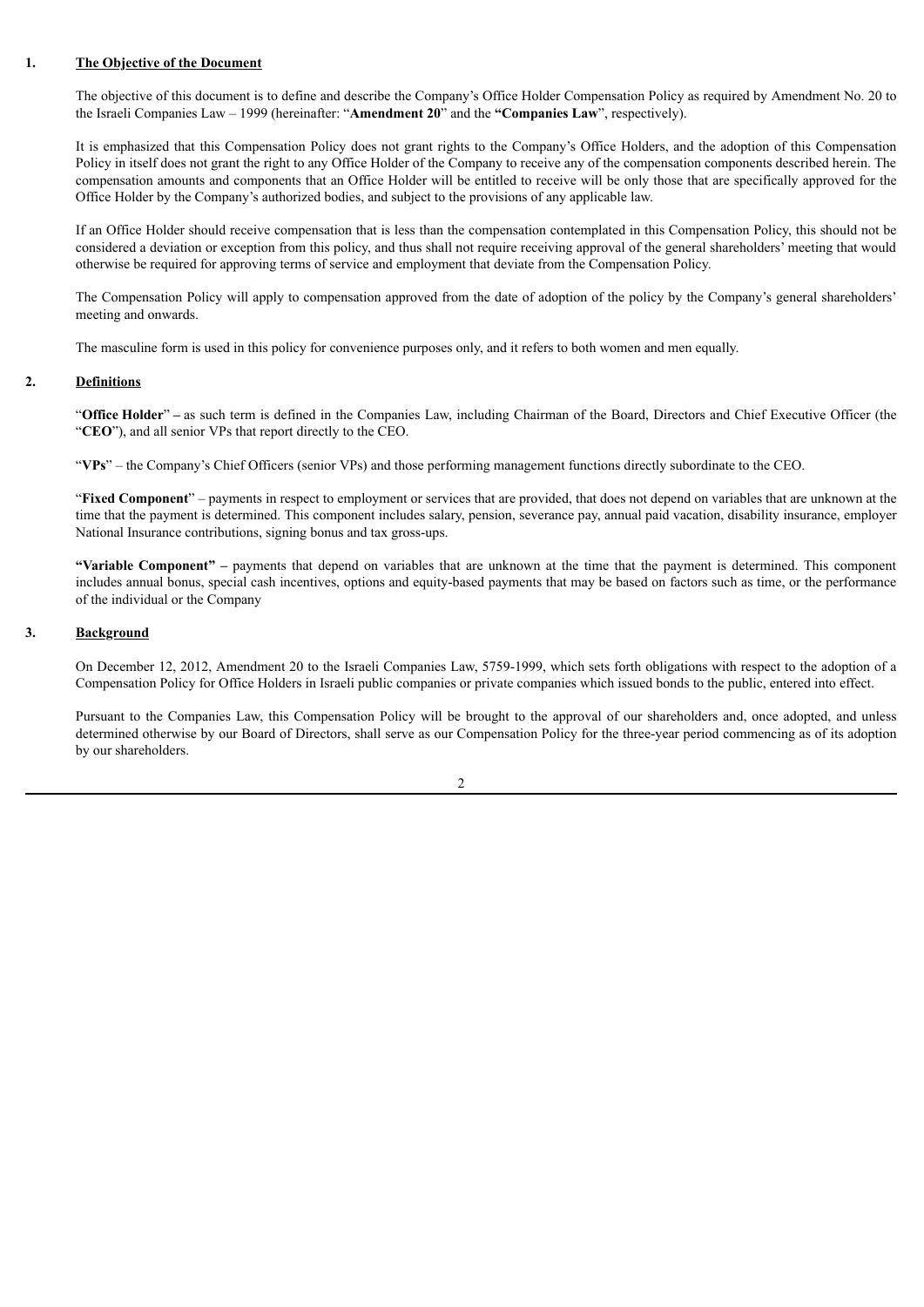## 1. The Objective of the Document

The objective of this document is to define and describe the Company's Office Holder Compensation Policy as required by Amendment No. 20 to the Israeli Companies Law – 1999 (hereinafter: "**Amendment 20**" and the **"Companies Law**", respectively).

It is emphasized that this Compensation Policy does not grant rights to the Company's Office Holders, and the adoption of this Compensation Policy in itself does not grant the right to any Office Holder of the Company to receive any of the compensation components described herein. The compensation amounts and components that an Office Holder will be entitled to receive will be only those that are specifically approved for the Office Holder by the Company's authorized bodies, and subject to the provisions of any applicable law.

If an Office Holder should receive compensation that is less than the compensation contemplated in this Compensation Policy, this should not be considered a deviation or exception from this policy, and thus shall not require receiving approval of the general shareholders' meeting that would otherwise be required for approving terms of service and employment that deviate from the Compensation Policy.

The Compensation Policy will apply to compensation approved from the date of adoption of the policy by the Company's general shareholders' meeting and onwards.

The masculine form is used in this policy for convenience purposes only, and it refers to both women and men equally.

## 2. Definitions

"**Office Holder**" **–** as such term is defined in the Companies Law, including Chairman of the Board, Directors and Chief Executive Officer (the "**CEO**"), and all senior VPs that report directly to the CEO.

"**VPs**" – the Company's Chief Officers (senior VPs) and those performing management functions directly subordinate to the CEO.

"**Fixed Component**" – payments in respect to employment or services that are provided, that does not depend on variables that are unknown at the time that the payment is determined. This component includes salary, pension, severance pay, annual paid vacation, disability insurance, employer National Insurance contributions, signing bonus and tax gross-ups.

**"Variable Component" –** payments that depend on variables that are unknown at the time that the payment is determined. This component includes annual bonus, special cash incentives, options and equity-based payments that may be based on factors such as time, or the performance of the individual or the Company

## 3. Background

On December 12, 2012, Amendment 20 to the Israeli Companies Law, 5759-1999, which sets forth obligations with respect to the adoption of a Compensation Policy for Office Holders in Israeli public companies or private companies which issued bonds to the public, entered into effect.

Pursuant to the Companies Law, this Compensation Policy will be brought to the approval of our shareholders and, once adopted, and unless determined otherwise by our Board of Directors, shall serve as our Compensation Policy for the three-year period commencing as of its adoption by our shareholders.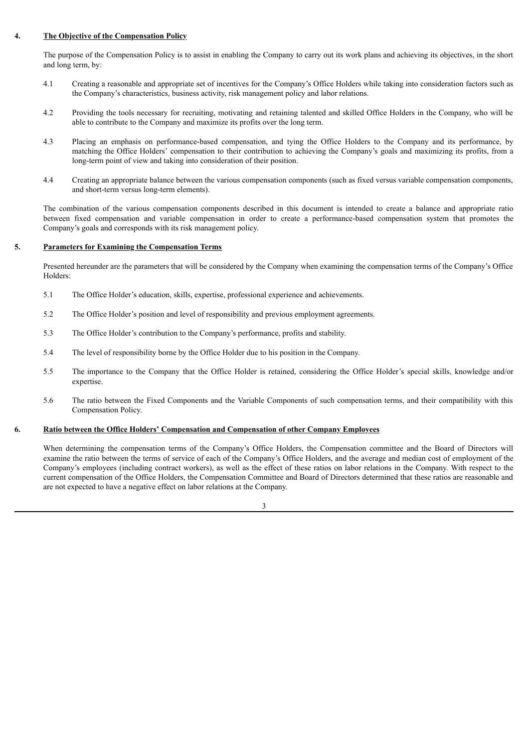## 4. The Objective of the Compensation Policy

The purpose of the Compensation Policy is to assist in enabling the Company to carry out its work plans and achieving its objectives, in the short and long term, by:

4.1 Creating a reasonable and appropriate set of incentives for the Company's Office Holders while taking into consideration factors such as the Company's characteristics, business activity, risk management policy and labor relations.

4.2 Providing the tools necessary for recruiting, motivating and retaining talented and skilled Office Holders in the Company, who will be able to contribute to the Company and maximize its profits over the long term.

4.3 Placing an emphasis on performance-based compensation, and tying the Office Holders to the Company and its performance, by matching the Office Holders' compensation to their contribution to achieving the Company's goals and maximizing its profits, from a long-term point of view and taking into consideration of their position.

4.4 Creating an appropriate balance between the various compensation components (such as fixed versus variable compensation components, and short-term versus long-term elements).

The combination of the various compensation components described in this document is intended to create a balance and appropriate ratio between fixed compensation and variable compensation in order to create a performance-based compensation system that promotes the Company's goals and corresponds with its risk management policy.

## 5. Parameters for Examining the Compensation Terms

Presented hereunder are the parameters that will be considered by the Company when examining the compensation terms of the Company's Office Holders:

5.1 The Office Holder's education, skills, expertise, professional experience and achievements.

5.2 The Office Holder's position and level of responsibility and previous employment agreements.

5.3 The Office Holder's contribution to the Company's performance, profits and stability.

5.4 The level of responsibility borne by the Office Holder due to his position in the Company.

5.5 The importance to the Company that the Office Holder is retained, considering the Office Holder's special skills, knowledge and/or expertise.

5.6 The ratio between the Fixed Components and the Variable Components of such compensation terms, and their compatibility with this Compensation Policy.

## 6. Ratio between the Office Holders' Compensation and Compensation of other Company Employees

When determining the compensation terms of the Company's Office Holders, the Compensation committee and the Board of Directors will examine the ratio between the terms of service of each of the Company's Office Holders, and the average and median cost of employment of the Company's employees (including contract workers), as well as the effect of these ratios on labor relations in the Company. With respect to the current compensation of the Office Holders, the Compensation Committee and Board of Directors determined that these ratios are reasonable and are not expected to have a negative effect on labor relations at the Company.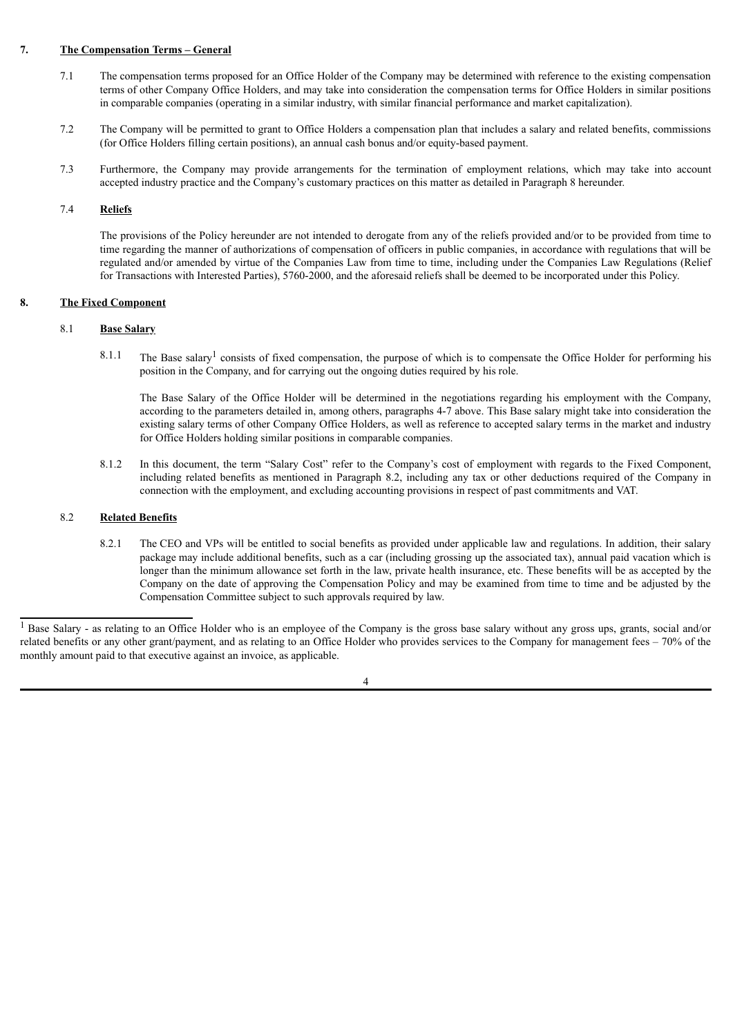## 7. The Compensation Terms – General

7.1 The compensation terms proposed for an Office Holder of the Company may be determined with reference to the existing compensation terms of other Company Office Holders, and may take into consideration the compensation terms for Office Holders in similar positions in comparable companies (operating in a similar industry, with similar financial performance and market capitalization).

7.2 The Company will be permitted to grant to Office Holders a compensation plan that includes a salary and related benefits, commissions (for Office Holders filling certain positions), an annual cash bonus and/or equity-based payment.

7.3 Furthermore, the Company may provide arrangements for the termination of employment relations, which may take into account accepted industry practice and the Company's customary practices on this matter as detailed in Paragraph 8 hereunder.

### 7.4 Reliefs

The provisions of the Policy hereunder are not intended to derogate from any of the reliefs provided and/or to be provided from time to time regarding the manner of authorizations of compensation of officers in public companies, in accordance with regulations that will be regulated and/or amended by virtue of the Companies Law from time to time, including under the Companies Law Regulations (Relief for Transactions with Interested Parties), 5760-2000, and the aforesaid reliefs shall be deemed to be incorporated under this Policy.

## 8. The Fixed Component

### 8.1 Base Salary

8.1.1 The Base salary[1] consists of fixed compensation, the purpose of which is to compensate the Office Holder for performing his position in the Company, and for carrying out the ongoing duties required by his role.

The Base Salary of the Office Holder will be determined in the negotiations regarding his employment with the Company, according to the parameters detailed in, among others, paragraphs 4-7 above. This Base salary might take into consideration the existing salary terms of other Company Office Holders, as well as reference to accepted salary terms in the market and industry for Office Holders holding similar positions in comparable companies.

8.1.2 In this document, the term "Salary Cost" refer to the Company's cost of employment with regards to the Fixed Component, including related benefits as mentioned in Paragraph 8.2, including any tax or other deductions required of the Company in connection with the employment, and excluding accounting provisions in respect of past commitments and VAT.

### 8.2 Related Benefits

8.2.1 The CEO and VPs will be entitled to social benefits as provided under applicable law and regulations. In addition, their salary package may include additional benefits, such as a car (including grossing up the associated tax), annual paid vacation which is longer than the minimum allowance set forth in the law, private health insurance, etc. These benefits will be as accepted by the Company on the date of approving the Compensation Policy and may be examined from time to time and be adjusted by the Compensation Committee subject to such approvals required by law.

---

[1] Base Salary - as relating to an Office Holder who is an employee of the Company is the gross base salary without any gross ups, grants, social and/or related benefits or any other grant/payment, and as relating to an Office Holder who provides services to the Company for management fees – 70% of the monthly amount paid to that executive against an invoice, as applicable.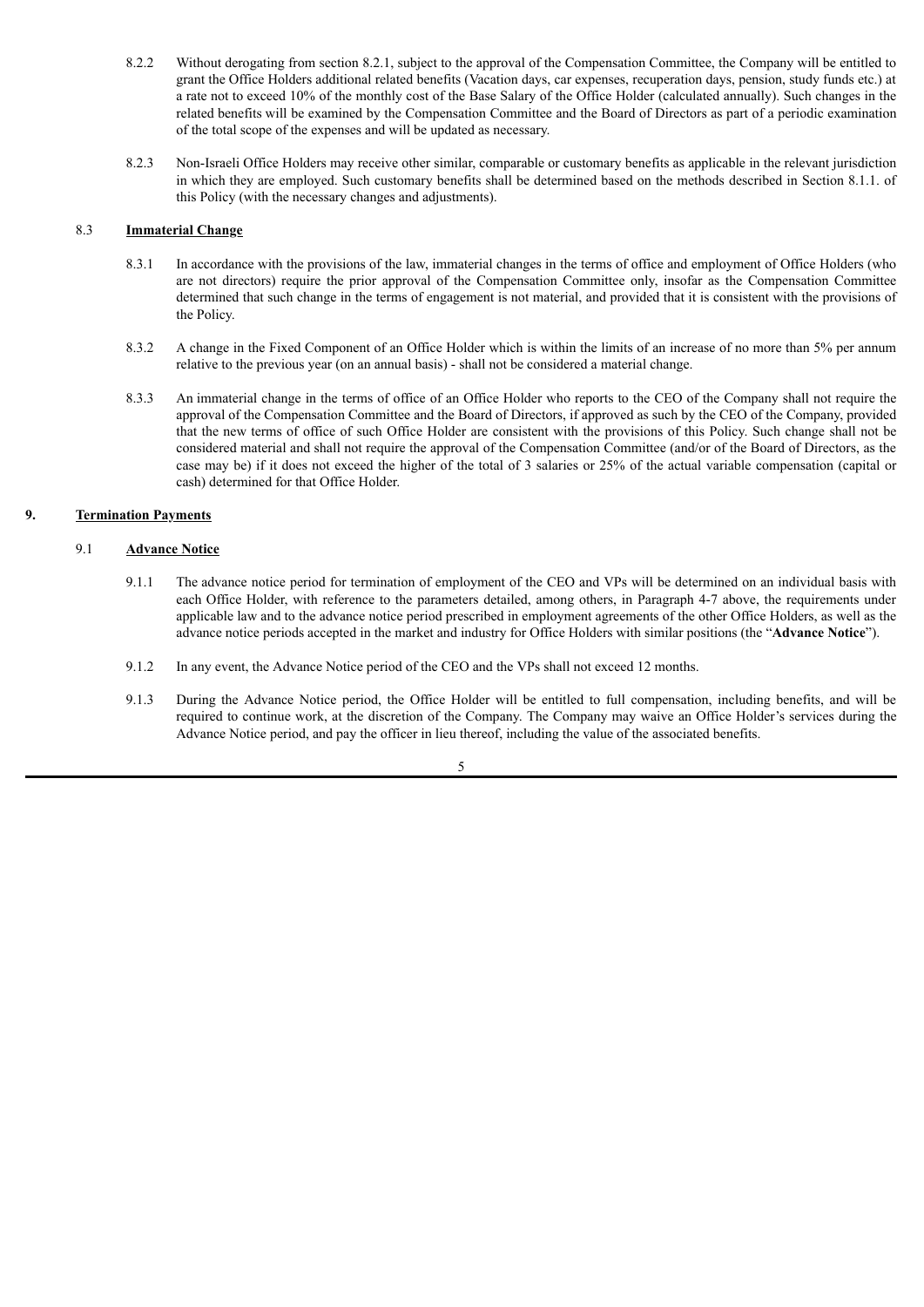8.2.2 Without derogating from section 8.2.1, subject to the approval of the Compensation Committee, the Company will be entitled to grant the Office Holders additional related benefits (Vacation days, car expenses, recuperation days, pension, study funds etc.) at a rate not to exceed 10% of the monthly cost of the Base Salary of the Office Holder (calculated annually). Such changes in the related benefits will be examined by the Compensation Committee and the Board of Directors as part of a periodic examination of the total scope of the expenses and will be updated as necessary.

8.2.3 Non-Israeli Office Holders may receive other similar, comparable or customary benefits as applicable in the relevant jurisdiction in which they are employed. Such customary benefits shall be determined based on the methods described in Section 8.1.1. of this Policy (with the necessary changes and adjustments).

### 8.3 Immaterial Change

8.3.1 In accordance with the provisions of the law, immaterial changes in the terms of office and employment of Office Holders (who are not directors) require the prior approval of the Compensation Committee only, insofar as the Compensation Committee determined that such change in the terms of engagement is not material, and provided that it is consistent with the provisions of the Policy.

8.3.2 A change in the Fixed Component of an Office Holder which is within the limits of an increase of no more than 5% per annum relative to the previous year (on an annual basis) - shall not be considered a material change.

8.3.3 An immaterial change in the terms of office of an Office Holder who reports to the CEO of the Company shall not require the approval of the Compensation Committee and the Board of Directors, if approved as such by the CEO of the Company, provided that the new terms of office of such Office Holder are consistent with the provisions of this Policy. Such change shall not be considered material and shall not require the approval of the Compensation Committee (and/or of the Board of Directors, as the case may be) if it does not exceed the higher of the total of 3 salaries or 25% of the actual variable compensation (capital or cash) determined for that Office Holder.

## 9. Termination Payments

### 9.1 Advance Notice

9.1.1 The advance notice period for termination of employment of the CEO and VPs will be determined on an individual basis with each Office Holder, with reference to the parameters detailed, among others, in Paragraph 4-7 above, the requirements under applicable law and to the advance notice period prescribed in employment agreements of the other Office Holders, as well as the advance notice periods accepted in the market and industry for Office Holders with similar positions (the "**Advance Notice**").

9.1.2 In any event, the Advance Notice period of the CEO and the VPs shall not exceed 12 months.

9.1.3 During the Advance Notice period, the Office Holder will be entitled to full compensation, including benefits, and will be required to continue work, at the discretion of the Company. The Company may waive an Office Holder's services during the Advance Notice period, and pay the officer in lieu thereof, including the value of the associated benefits.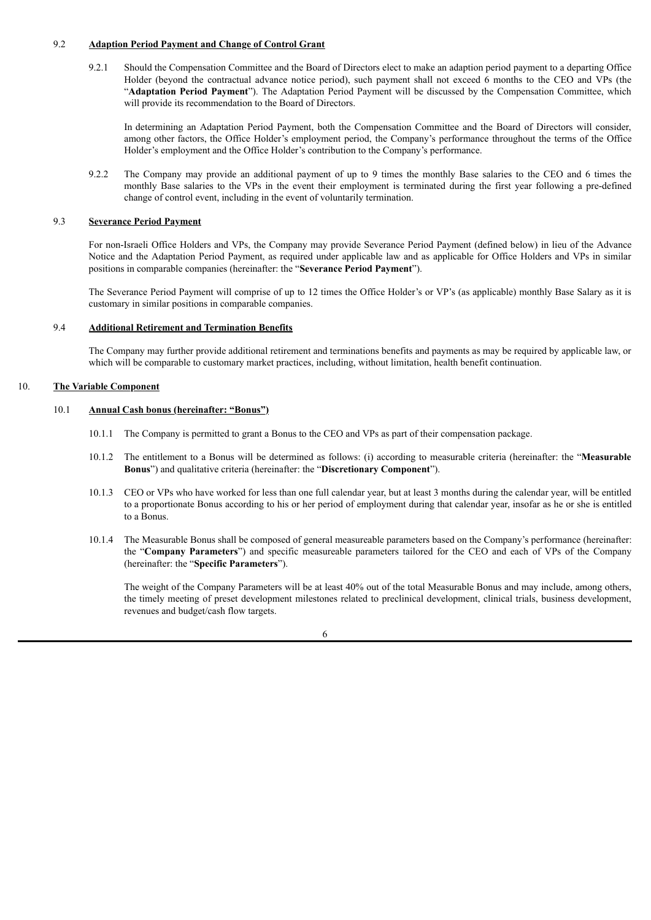### 9.2 **Adaption Period Payment and Change of Control Grant**

9.2.1 Should the Compensation Committee and the Board of Directors elect to make an adaption period payment to a departing Office Holder (beyond the contractual advance notice period), such payment shall not exceed 6 months to the CEO and VPs (the "**Adaptation Period Payment**"). The Adaptation Period Payment will be discussed by the Compensation Committee, which will provide its recommendation to the Board of Directors.

In determining an Adaptation Period Payment, both the Compensation Committee and the Board of Directors will consider, among other factors, the Office Holder's employment period, the Company's performance throughout the terms of the Office Holder's employment and the Office Holder's contribution to the Company's performance.

9.2.2 The Company may provide an additional payment of up to 9 times the monthly Base salaries to the CEO and 6 times the monthly Base salaries to the VPs in the event their employment is terminated during the first year following a pre-defined change of control event, including in the event of voluntarily termination.

### 9.3 **Severance Period Payment**

For non-Israeli Office Holders and VPs, the Company may provide Severance Period Payment (defined below) in lieu of the Advance Notice and the Adaptation Period Payment, as required under applicable law and as applicable for Office Holders and VPs in similar positions in comparable companies (hereinafter: the "**Severance Period Payment**").

The Severance Period Payment will comprise of up to 12 times the Office Holder's or VP's (as applicable) monthly Base Salary as it is customary in similar positions in comparable companies.

### 9.4 **Additional Retirement and Termination Benefits**

The Company may further provide additional retirement and terminations benefits and payments as may be required by applicable law, or which will be comparable to customary market practices, including, without limitation, health benefit continuation.

## 10. **The Variable Component**

### 10.1 **Annual Cash bonus (hereinafter: "Bonus")**

10.1.1 The Company is permitted to grant a Bonus to the CEO and VPs as part of their compensation package.

10.1.2 The entitlement to a Bonus will be determined as follows: (i) according to measurable criteria (hereinafter: the "**Measurable Bonus**") and qualitative criteria (hereinafter: the "**Discretionary Component**").

10.1.3 CEO or VPs who have worked for less than one full calendar year, but at least 3 months during the calendar year, will be entitled to a proportionate Bonus according to his or her period of employment during that calendar year, insofar as he or she is entitled to a Bonus.

10.1.4 The Measurable Bonus shall be composed of general measureable parameters based on the Company's performance (hereinafter: the "**Company Parameters**") and specific measureable parameters tailored for the CEO and each of VPs of the Company (hereinafter: the "**Specific Parameters**").

The weight of the Company Parameters will be at least 40% out of the total Measurable Bonus and may include, among others, the timely meeting of preset development milestones related to preclinical development, clinical trials, business development, revenues and budget/cash flow targets.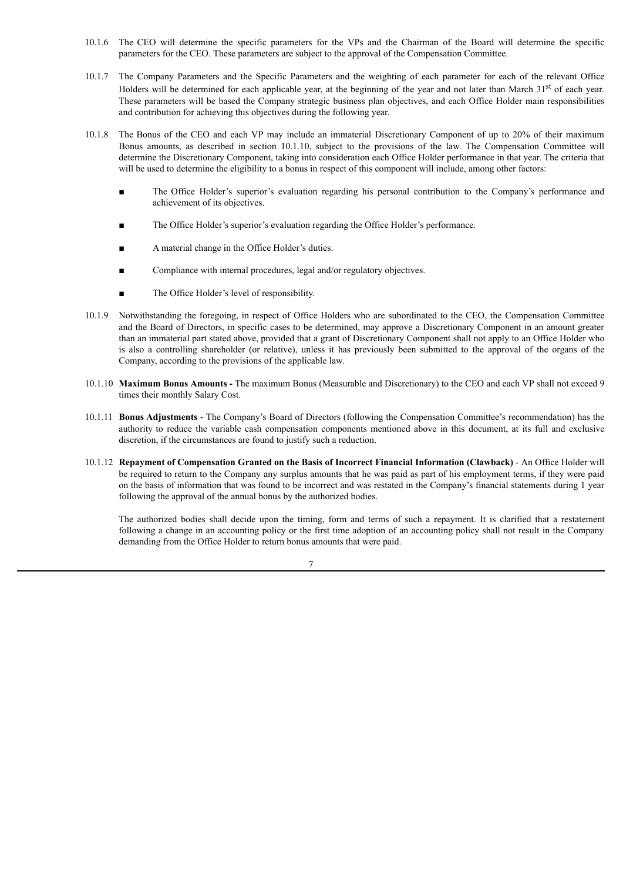10.1.6 The CEO will determine the specific parameters for the VPs and the Chairman of the Board will determine the specific parameters for the CEO. These parameters are subject to the approval of the Compensation Committee.

10.1.7 The Company Parameters and the Specific Parameters and the weighting of each parameter for each of the relevant Office Holders will be determined for each applicable year, at the beginning of the year and not later than March 31st of each year. These parameters will be based the Company strategic business plan objectives, and each Office Holder main responsibilities and contribution for achieving this objectives during the following year.

10.1.8 The Bonus of the CEO and each VP may include an immaterial Discretionary Component of up to 20% of their maximum Bonus amounts, as described in section 10.1.10, subject to the provisions of the law. The Compensation Committee will determine the Discretionary Component, taking into consideration each Office Holder performance in that year. The criteria that will be used to determine the eligibility to a bonus in respect of this component will include, among other factors:

- The Office Holder's superior's evaluation regarding his personal contribution to the Company's performance and achievement of its objectives.
- The Office Holder's superior's evaluation regarding the Office Holder's performance.
- A material change in the Office Holder's duties.
- Compliance with internal procedures, legal and/or regulatory objectives.
- The Office Holder's level of responsibility.

10.1.9 Notwithstanding the foregoing, in respect of Office Holders who are subordinated to the CEO, the Compensation Committee and the Board of Directors, in specific cases to be determined, may approve a Discretionary Component in an amount greater than an immaterial part stated above, provided that a grant of Discretionary Component shall not apply to an Office Holder who is also a controlling shareholder (or relative), unless it has previously been submitted to the approval of the organs of the Company, according to the provisions of the applicable law.

10.1.10 **Maximum Bonus Amounts -** The maximum Bonus (Measurable and Discretionary) to the CEO and each VP shall not exceed 9 times their monthly Salary Cost.

10.1.11 **Bonus Adjustments -** The Company's Board of Directors (following the Compensation Committee's recommendation) has the authority to reduce the variable cash compensation components mentioned above in this document, at its full and exclusive discretion, if the circumstances are found to justify such a reduction.

10.1.12 **Repayment of Compensation Granted on the Basis of Incorrect Financial Information (Clawback)** - An Office Holder will be required to return to the Company any surplus amounts that he was paid as part of his employment terms, if they were paid on the basis of information that was found to be incorrect and was restated in the Company's financial statements during 1 year following the approval of the annual bonus by the authorized bodies.

The authorized bodies shall decide upon the timing, form and terms of such a repayment. It is clarified that a restatement following a change in an accounting policy or the first time adoption of an accounting policy shall not result in the Company demanding from the Office Holder to return bonus amounts that were paid.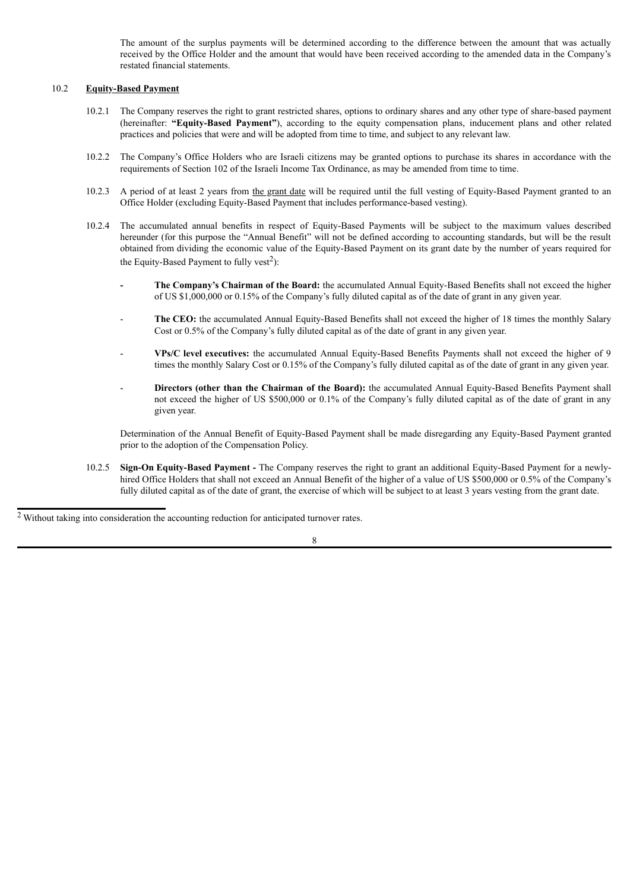The amount of the surplus payments will be determined according to the difference between the amount that was actually received by the Office Holder and the amount that would have been received according to the amended data in the Company's restated financial statements.

10.2 **Equity-Based Payment**

10.2.1 The Company reserves the right to grant restricted shares, options to ordinary shares and any other type of share-based payment (hereinafter: **"Equity-Based Payment"**), according to the equity compensation plans, inducement plans and other related practices and policies that were and will be adopted from time to time, and subject to any relevant law.

10.2.2 The Company's Office Holders who are Israeli citizens may be granted options to purchase its shares in accordance with the requirements of Section 102 of the Israeli Income Tax Ordinance, as may be amended from time to time.

10.2.3 A period of at least 2 years from the grant date will be required until the full vesting of Equity-Based Payment granted to an Office Holder (excluding Equity-Based Payment that includes performance-based vesting).

10.2.4 The accumulated annual benefits in respect of Equity-Based Payments will be subject to the maximum values described hereunder (for this purpose the "Annual Benefit" will not be defined according to accounting standards, but will be the result obtained from dividing the economic value of the Equity-Based Payment on its grant date by the number of years required for the Equity-Based Payment to fully vest[2]):

- **The Company's Chairman of the Board:** the accumulated Annual Equity-Based Benefits shall not exceed the higher of US $1,000,000 or 0.15% of the Company's fully diluted capital as of the date of grant in any given year.
- **The CEO:** the accumulated Annual Equity-Based Benefits shall not exceed the higher of 18 times the monthly Salary Cost or 0.5% of the Company's fully diluted capital as of the date of grant in any given year.
- **VPs/C level executives:** the accumulated Annual Equity-Based Benefits Payments shall not exceed the higher of 9 times the monthly Salary Cost or 0.15% of the Company's fully diluted capital as of the date of grant in any given year.
- **Directors (other than the Chairman of the Board):** the accumulated Annual Equity-Based Benefits Payment shall not exceed the higher of US $500,000 or 0.1% of the Company's fully diluted capital as of the date of grant in any given year.

Determination of the Annual Benefit of Equity-Based Payment shall be made disregarding any Equity-Based Payment granted prior to the adoption of the Compensation Policy.

10.2.5 **Sign-On Equity-Based Payment -** The Company reserves the right to grant an additional Equity-Based Payment for a newly-hired Office Holders that shall not exceed an Annual Benefit of the higher of a value of US $500,000 or 0.5% of the Company's fully diluted capital as of the date of grant, the exercise of which will be subject to at least 3 years vesting from the grant date.

---

[2] Without taking into consideration the accounting reduction for anticipated turnover rates.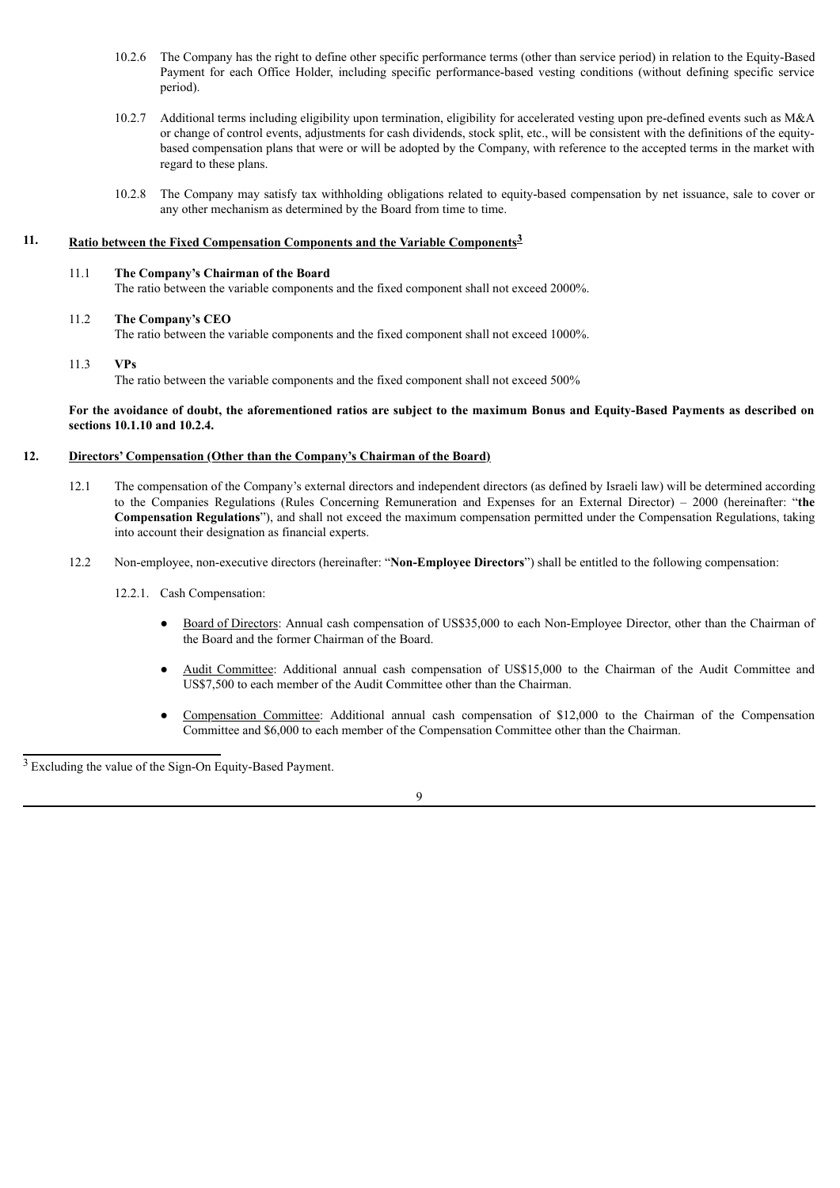10.2.6 The Company has the right to define other specific performance terms (other than service period) in relation to the Equity-Based Payment for each Office Holder, including specific performance-based vesting conditions (without defining specific service period).

10.2.7 Additional terms including eligibility upon termination, eligibility for accelerated vesting upon pre-defined events such as M&A or change of control events, adjustments for cash dividends, stock split, etc., will be consistent with the definitions of the equity-based compensation plans that were or will be adopted by the Company, with reference to the accepted terms in the market with regard to these plans.

10.2.8 The Company may satisfy tax withholding obligations related to equity-based compensation by net issuance, sale to cover or any other mechanism as determined by the Board from time to time.

## 11. Ratio between the Fixed Compensation Components and the Variable Components[3]

11.1 **The Company's Chairman of the Board**
The ratio between the variable components and the fixed component shall not exceed 2000%.

11.2 **The Company's CEO**
The ratio between the variable components and the fixed component shall not exceed 1000%.

11.3 **VPs**
The ratio between the variable components and the fixed component shall not exceed 500%

**For the avoidance of doubt, the aforementioned ratios are subject to the maximum Bonus and Equity-Based Payments as described on sections 10.1.10 and 10.2.4.**

## 12. Directors' Compensation (Other than the Company's Chairman of the Board)

12.1 The compensation of the Company's external directors and independent directors (as defined by Israeli law) will be determined according to the Companies Regulations (Rules Concerning Remuneration and Expenses for an External Director) – 2000 (hereinafter: "**the Compensation Regulations**"), and shall not exceed the maximum compensation permitted under the Compensation Regulations, taking into account their designation as financial experts.

12.2 Non-employee, non-executive directors (hereinafter: "**Non-Employee Directors**") shall be entitled to the following compensation:

12.2.1. Cash Compensation:

- Board of Directors: Annual cash compensation of US$35,000 to each Non-Employee Director, other than the Chairman of the Board and the former Chairman of the Board.
- Audit Committee: Additional annual cash compensation of US$15,000 to the Chairman of the Audit Committee and US$7,500 to each member of the Audit Committee other than the Chairman.
- Compensation Committee: Additional annual cash compensation of $12,000 to the Chairman of the Compensation Committee and $6,000 to each member of the Compensation Committee other than the Chairman.

[3] Excluding the value of the Sign-On Equity-Based Payment.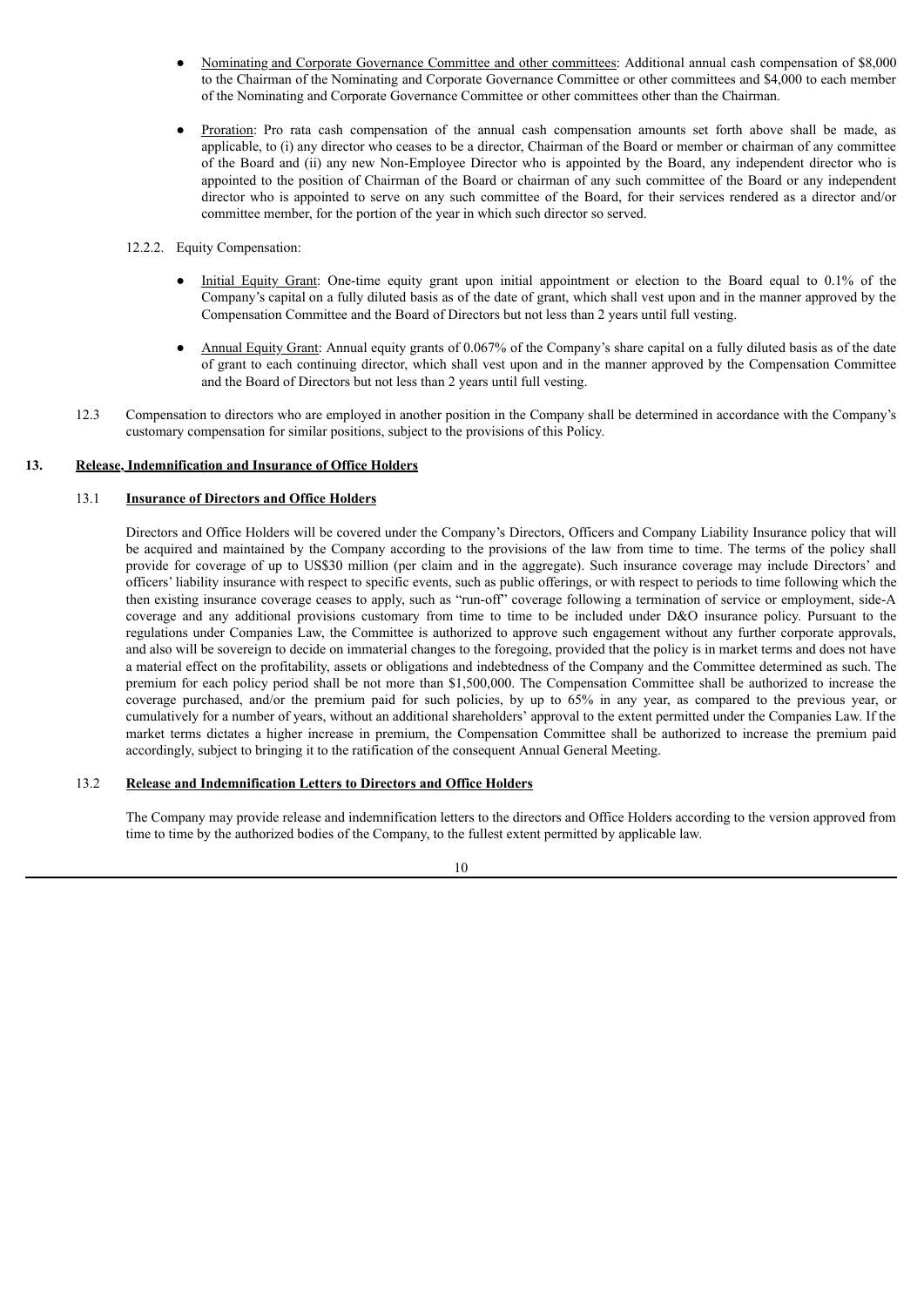- Nominating and Corporate Governance Committee and other committees: Additional annual cash compensation of $8,000 to the Chairman of the Nominating and Corporate Governance Committee or other committees and $4,000 to each member of the Nominating and Corporate Governance Committee or other committees other than the Chairman.

- Proration: Pro rata cash compensation of the annual cash compensation amounts set forth above shall be made, as applicable, to (i) any director who ceases to be a director, Chairman of the Board or member or chairman of any committee of the Board and (ii) any new Non-Employee Director who is appointed by the Board, any independent director who is appointed to the position of Chairman of the Board or chairman of any such committee of the Board or any independent director who is appointed to serve on any such committee of the Board, for their services rendered as a director and/or committee member, for the portion of the year in which such director so served.

12.2.2. Equity Compensation:

- Initial Equity Grant: One-time equity grant upon initial appointment or election to the Board equal to 0.1% of the Company's capital on a fully diluted basis as of the date of grant, which shall vest upon and in the manner approved by the Compensation Committee and the Board of Directors but not less than 2 years until full vesting.

- Annual Equity Grant: Annual equity grants of 0.067% of the Company's share capital on a fully diluted basis as of the date of grant to each continuing director, which shall vest upon and in the manner approved by the Compensation Committee and the Board of Directors but not less than 2 years until full vesting.

12.3 Compensation to directors who are employed in another position in the Company shall be determined in accordance with the Company's customary compensation for similar positions, subject to the provisions of this Policy.

## 13. Release, Indemnification and Insurance of Office Holders

### 13.1 Insurance of Directors and Office Holders

Directors and Office Holders will be covered under the Company's Directors, Officers and Company Liability Insurance policy that will be acquired and maintained by the Company according to the provisions of the law from time to time. The terms of the policy shall provide for coverage of up to US$30 million (per claim and in the aggregate). Such insurance coverage may include Directors' and officers' liability insurance with respect to specific events, such as public offerings, or with respect to periods to time following which the then existing insurance coverage ceases to apply, such as "run-off" coverage following a termination of service or employment, side-A coverage and any additional provisions customary from time to time to be included under D&O insurance policy. Pursuant to the regulations under Companies Law, the Committee is authorized to approve such engagement without any further corporate approvals, and also will be sovereign to decide on immaterial changes to the foregoing, provided that the policy is in market terms and does not have a material effect on the profitability, assets or obligations and indebtedness of the Company and the Committee determined as such. The premium for each policy period shall be not more than $1,500,000. The Compensation Committee shall be authorized to increase the coverage purchased, and/or the premium paid for such policies, by up to 65% in any year, as compared to the previous year, or cumulatively for a number of years, without an additional shareholders' approval to the extent permitted under the Companies Law. If the market terms dictates a higher increase in premium, the Compensation Committee shall be authorized to increase the premium paid accordingly, subject to bringing it to the ratification of the consequent Annual General Meeting.

### 13.2 Release and Indemnification Letters to Directors and Office Holders

The Company may provide release and indemnification letters to the directors and Office Holders according to the version approved from time to time by the authorized bodies of the Company, to the fullest extent permitted by applicable law.